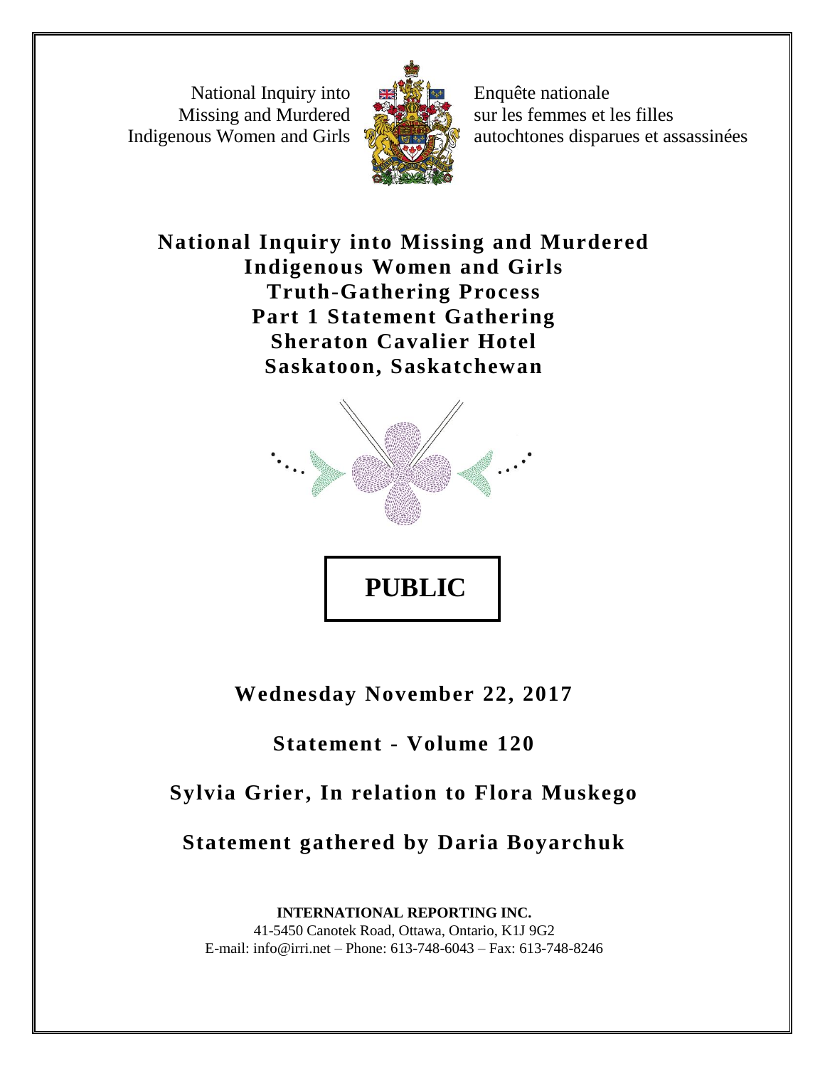National Inquiry into Missing and Murdered Indigenous Women and Girls

Enquête nationale sur les femmes et les filles autochtones disparues et assassinées

# National Inquiry into Missing and Murdered Indigenous Women and Girls Truth-Gathering Process Part 1 Statement Gathering Sheraton Cavalier Hotel Saskatoon, Saskatchewan

**PUBLIC**

**Wednesday November 22, 2017**

**Statement - Volume 120**

**Sylvia Grier, In relation to Flora Muskego**

**Statement gathered by Daria Boyarchuk**

**INTERNATIONAL REPORTING INC.**
41-5450 Canotek Road, Ottawa, Ontario, K1J 9G2
E-mail: info@irri.net – Phone: 613-748-6043 – Fax: 613-748-8246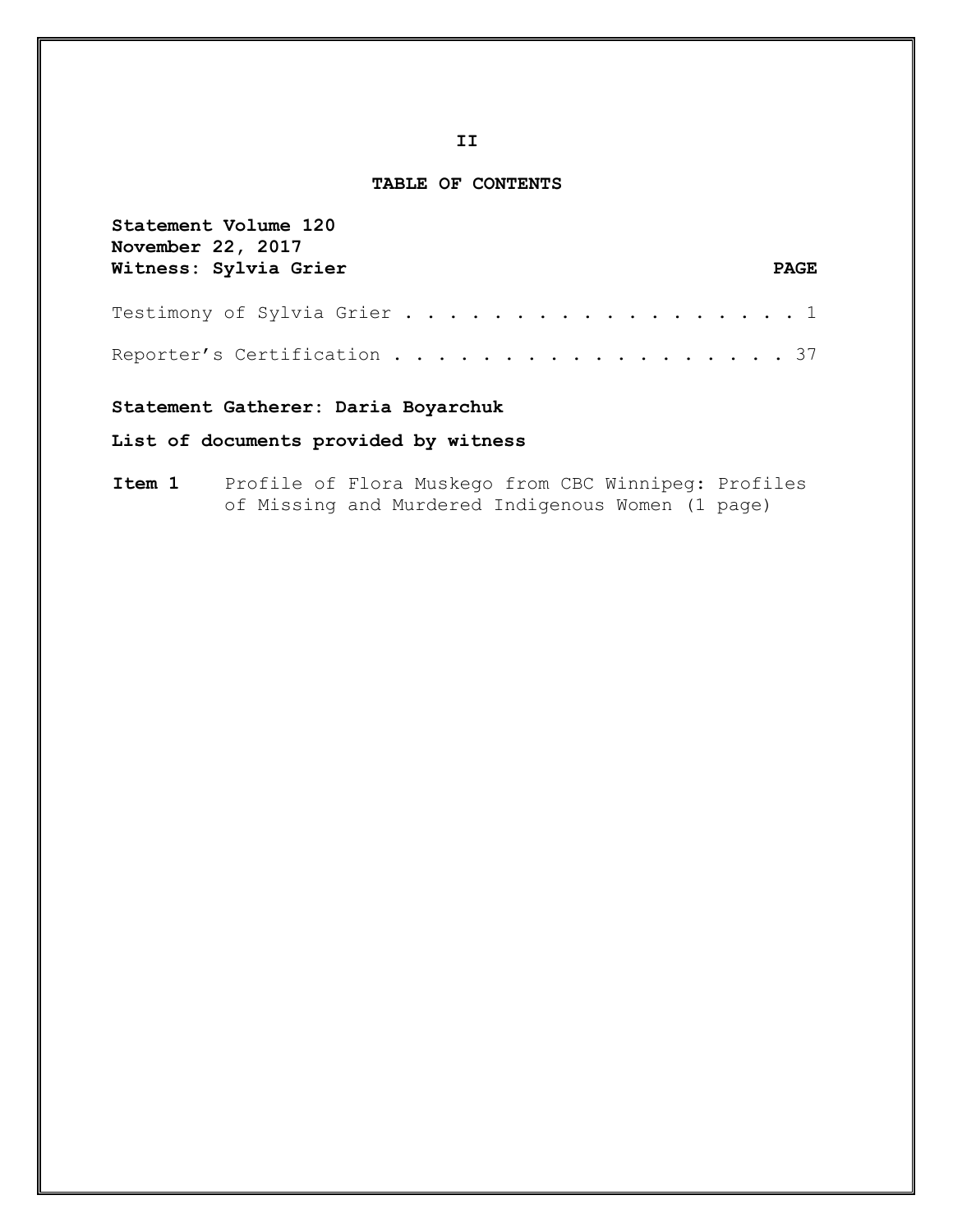## TABLE OF CONTENTS

**Statement Volume 120**
**November 22, 2017**
**Witness: Sylvia Grier** **PAGE**

Testimony of Sylvia Grier . . . . . . . . . . . . . . . . . . . 1

Reporter's Certification . . . . . . . . . . . . . . . . . . . 37

**Statement Gatherer: Daria Boyarchuk**

**List of documents provided by witness**

**Item 1** Profile of Flora Muskego from CBC Winnipeg: Profiles of Missing and Murdered Indigenous Women (1 page)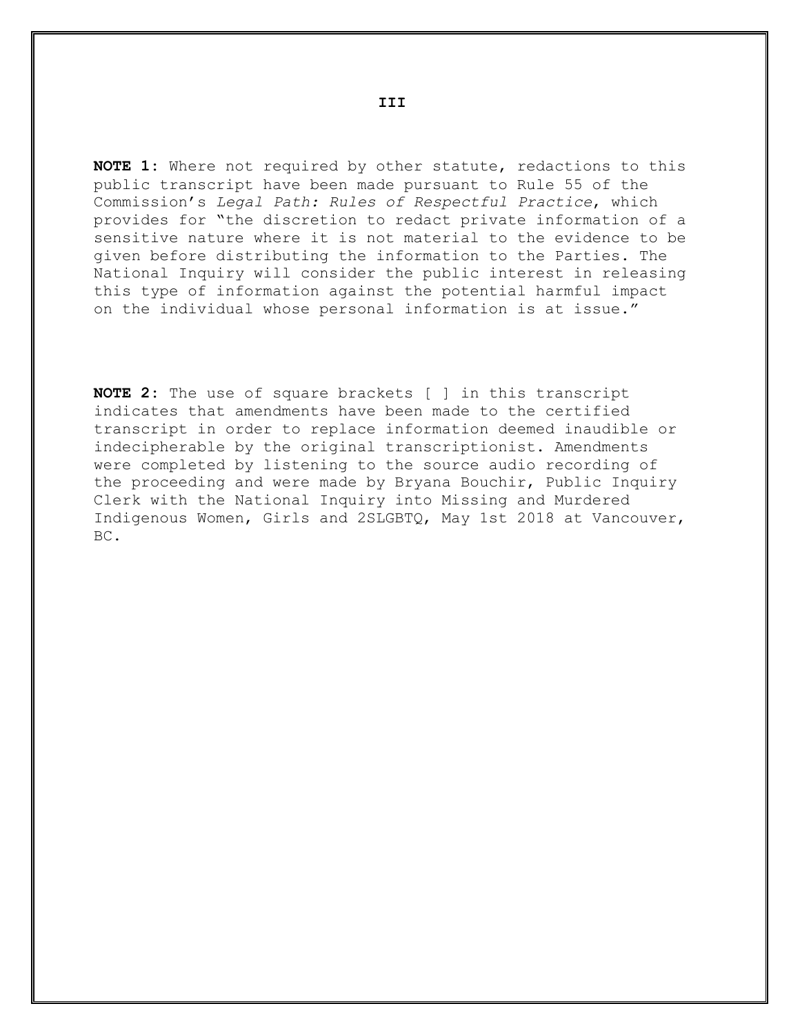**NOTE 1**: Where not required by other statute, redactions to this public transcript have been made pursuant to Rule 55 of the Commission's *Legal Path: Rules of Respectful Practice*, which provides for "the discretion to redact private information of a sensitive nature where it is not material to the evidence to be given before distributing the information to the Parties. The National Inquiry will consider the public interest in releasing this type of information against the potential harmful impact on the individual whose personal information is at issue."

**NOTE 2**: The use of square brackets [ ] in this transcript indicates that amendments have been made to the certified transcript in order to replace information deemed inaudible or indecipherable by the original transcriptionist. Amendments were completed by listening to the source audio recording of the proceeding and were made by Bryana Bouchir, Public Inquiry Clerk with the National Inquiry into Missing and Murdered Indigenous Women, Girls and 2SLGBTQ, May 1st 2018 at Vancouver, BC.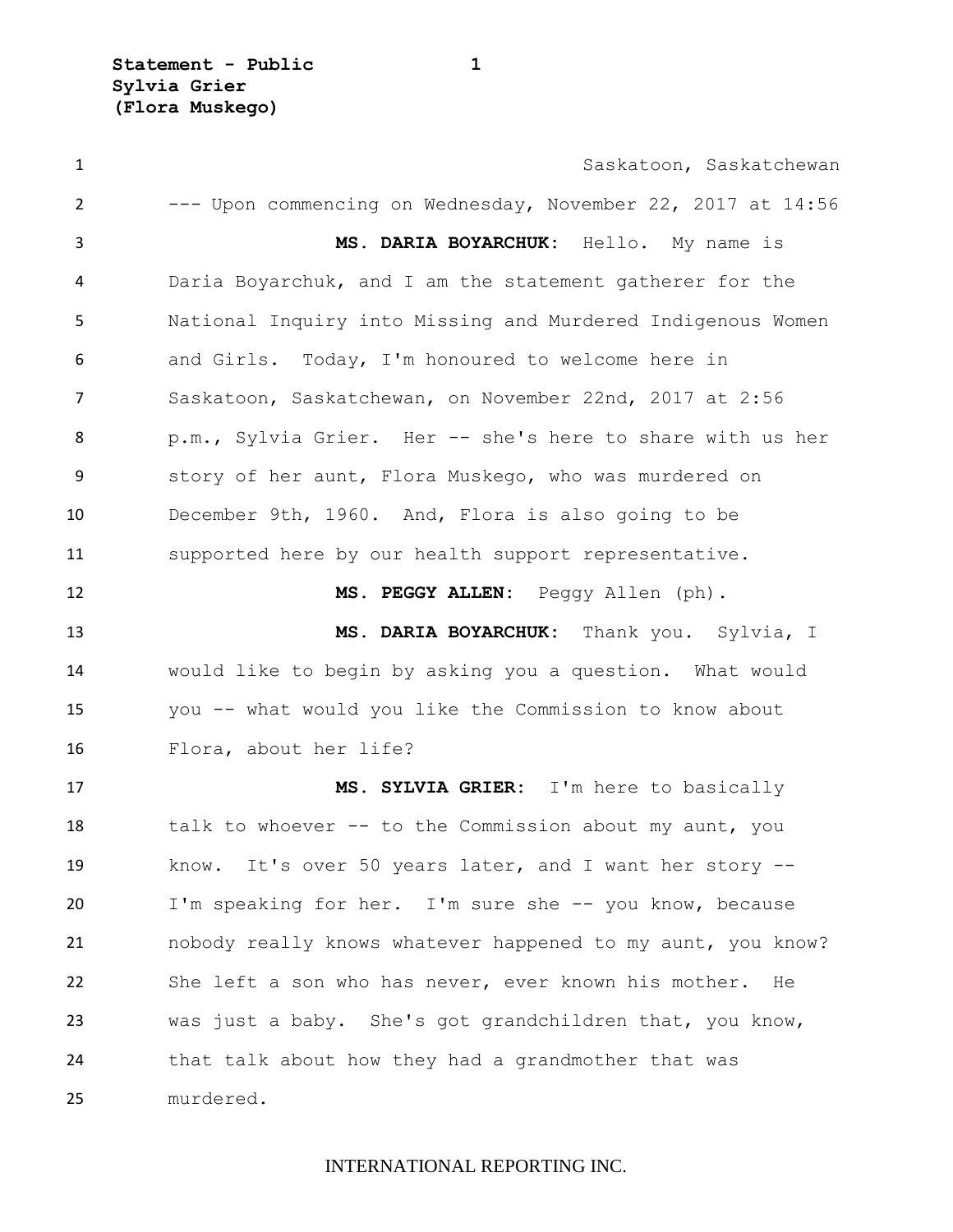Saskatoon, Saskatchewan

--- Upon commencing on Wednesday, November 22, 2017 at 14:56

**MS. DARIA BOYARCHUK:** Hello. My name is Daria Boyarchuk, and I am the statement gatherer for the National Inquiry into Missing and Murdered Indigenous Women and Girls. Today, I'm honoured to welcome here in Saskatoon, Saskatchewan, on November 22nd, 2017 at 2:56 p.m., Sylvia Grier. Her -- she's here to share with us her story of her aunt, Flora Muskego, who was murdered on December 9th, 1960. And, Flora is also going to be supported here by our health support representative.

**MS. PEGGY ALLEN:** Peggy Allen (ph).

**MS. DARIA BOYARCHUK:** Thank you. Sylvia, I would like to begin by asking you a question. What would you -- what would you like the Commission to know about Flora, about her life?

**MS. SYLVIA GRIER:** I'm here to basically talk to whoever -- to the Commission about my aunt, you know. It's over 50 years later, and I want her story -- I'm speaking for her. I'm sure she -- you know, because nobody really knows whatever happened to my aunt, you know? She left a son who has never, ever known his mother. He was just a baby. She's got grandchildren that, you know, that talk about how they had a grandmother that was murdered.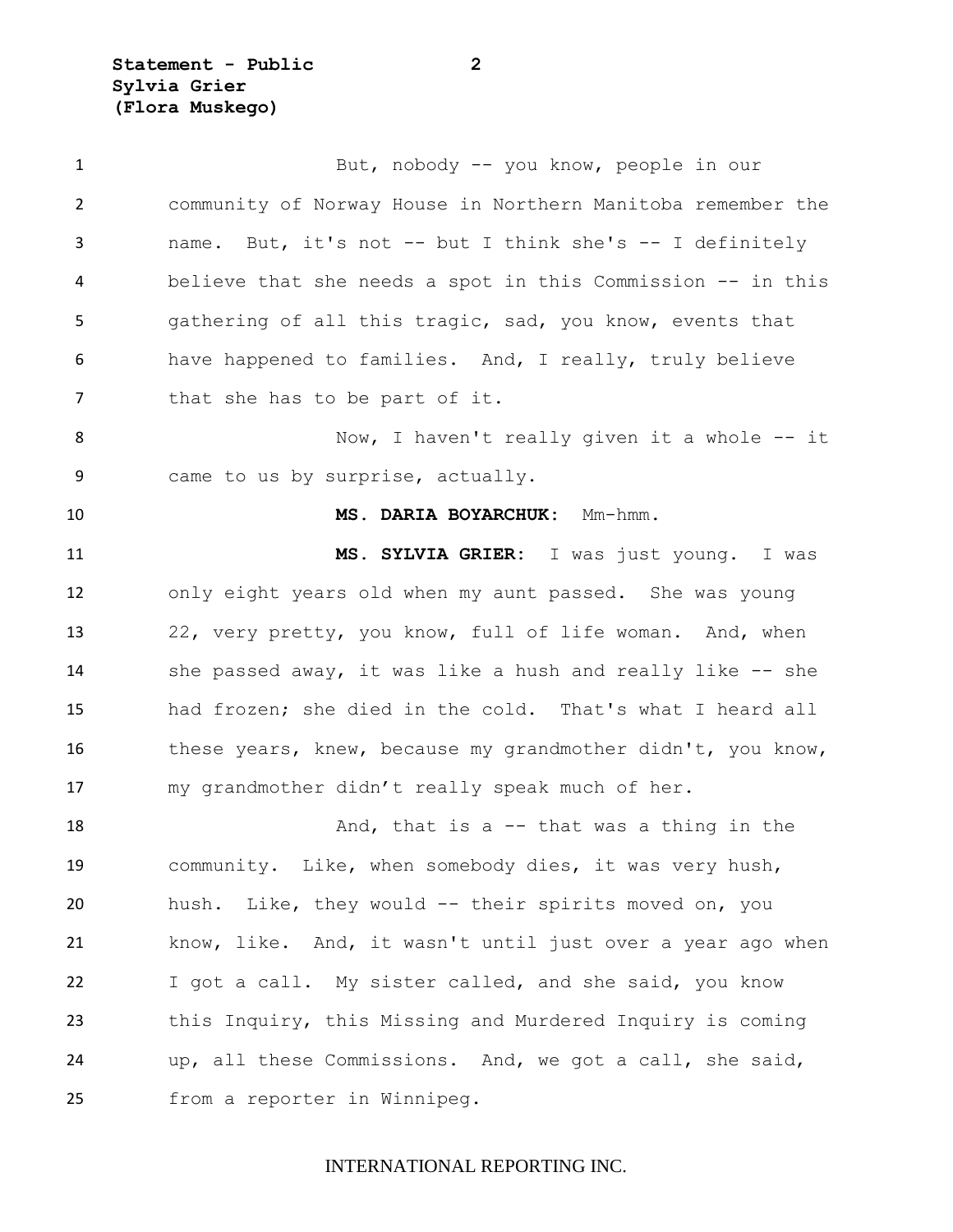But, nobody -- you know, people in our community of Norway House in Northern Manitoba remember the name. But, it's not -- but I think she's -- I definitely believe that she needs a spot in this Commission -- in this gathering of all this tragic, sad, you know, events that have happened to families. And, I really, truly believe that she has to be part of it.

Now, I haven't really given it a whole -- it came to us by surprise, actually.

**MS. DARIA BOYARCHUK:** Mm-hmm.

**MS. SYLVIA GRIER:** I was just young. I was only eight years old when my aunt passed. She was young 22, very pretty, you know, full of life woman. And, when she passed away, it was like a hush and really like -- she had frozen; she died in the cold. That's what I heard all these years, knew, because my grandmother didn't, you know, my grandmother didn't really speak much of her.

And, that is a -- that was a thing in the community. Like, when somebody dies, it was very hush, hush. Like, they would -- their spirits moved on, you know, like. And, it wasn't until just over a year ago when I got a call. My sister called, and she said, you know this Inquiry, this Missing and Murdered Inquiry is coming up, all these Commissions. And, we got a call, she said, from a reporter in Winnipeg.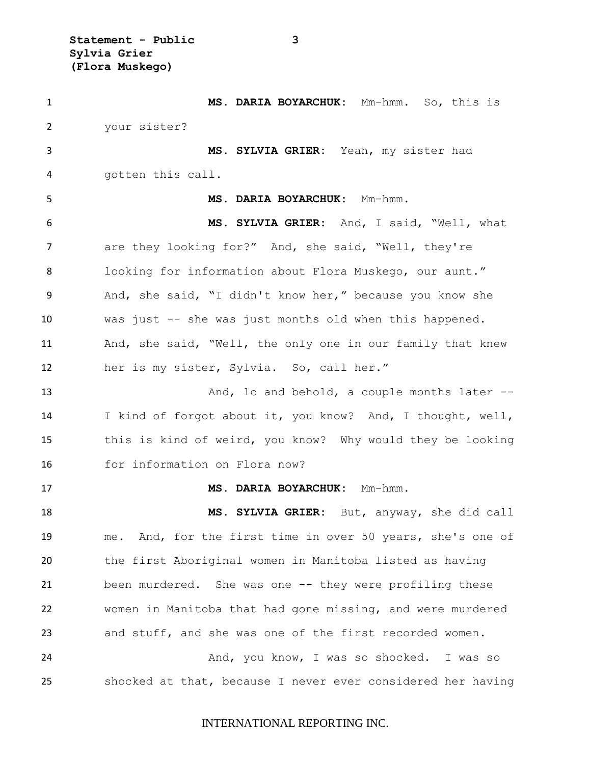**MS. DARIA BOYARCHUK:** Mm-hmm. So, this is your sister?

**MS. SYLVIA GRIER:** Yeah, my sister had gotten this call.

**MS. DARIA BOYARCHUK:** Mm-hmm.

**MS. SYLVIA GRIER:** And, I said, "Well, what are they looking for?" And, she said, "Well, they're looking for information about Flora Muskego, our aunt." And, she said, "I didn't know her," because you know she was just -- she was just months old when this happened. And, she said, "Well, the only one in our family that knew her is my sister, Sylvia. So, call her."

And, lo and behold, a couple months later -- I kind of forgot about it, you know? And, I thought, well, this is kind of weird, you know? Why would they be looking for information on Flora now?

**MS. DARIA BOYARCHUK:** Mm-hmm.

**MS. SYLVIA GRIER:** But, anyway, she did call me. And, for the first time in over 50 years, she's one of the first Aboriginal women in Manitoba listed as having been murdered. She was one -- they were profiling these women in Manitoba that had gone missing, and were murdered and stuff, and she was one of the first recorded women.

And, you know, I was so shocked. I was so shocked at that, because I never ever considered her having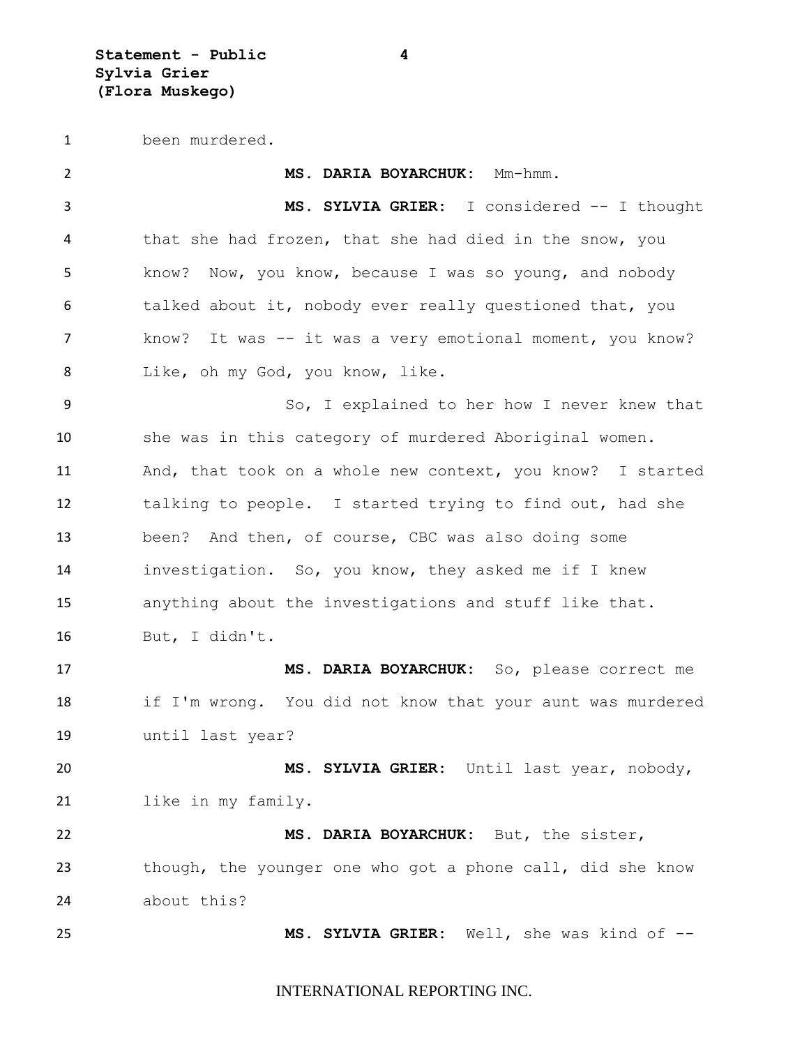been murdered.

**MS. DARIA BOYARCHUK:** Mm-hmm.

**MS. SYLVIA GRIER:** I considered -- I thought that she had frozen, that she had died in the snow, you know? Now, you know, because I was so young, and nobody talked about it, nobody ever really questioned that, you know? It was -- it was a very emotional moment, you know? Like, oh my God, you know, like.

So, I explained to her how I never knew that she was in this category of murdered Aboriginal women. And, that took on a whole new context, you know? I started talking to people. I started trying to find out, had she been? And then, of course, CBC was also doing some investigation. So, you know, they asked me if I knew anything about the investigations and stuff like that. But, I didn't.

**MS. DARIA BOYARCHUK:** So, please correct me if I'm wrong. You did not know that your aunt was murdered until last year?

**MS. SYLVIA GRIER:** Until last year, nobody, like in my family.

**MS. DARIA BOYARCHUK:** But, the sister, though, the younger one who got a phone call, did she know about this?

**MS. SYLVIA GRIER:** Well, she was kind of --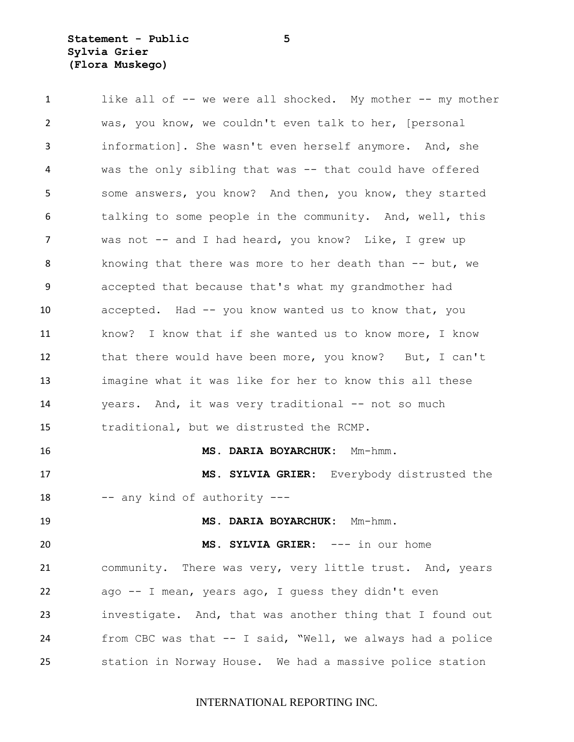like all of -- we were all shocked. My mother -- my mother was, you know, we couldn't even talk to her, [personal information]. She wasn't even herself anymore. And, she was the only sibling that was -- that could have offered some answers, you know? And then, you know, they started talking to some people in the community. And, well, this was not -- and I had heard, you know? Like, I grew up knowing that there was more to her death than -- but, we accepted that because that's what my grandmother had accepted. Had -- you know wanted us to know that, you know? I know that if she wanted us to know more, I know that there would have been more, you know? But, I can't imagine what it was like for her to know this all these years. And, it was very traditional -- not so much traditional, but we distrusted the RCMP.

**MS. DARIA BOYARCHUK:** Mm-hmm.

**MS. SYLVIA GRIER:** Everybody distrusted the -- any kind of authority ---

**MS. DARIA BOYARCHUK:** Mm-hmm.

**MS. SYLVIA GRIER:** --- in our home community. There was very, very little trust. And, years ago -- I mean, years ago, I guess they didn't even investigate. And, that was another thing that I found out from CBC was that -- I said, "Well, we always had a police station in Norway House. We had a massive police station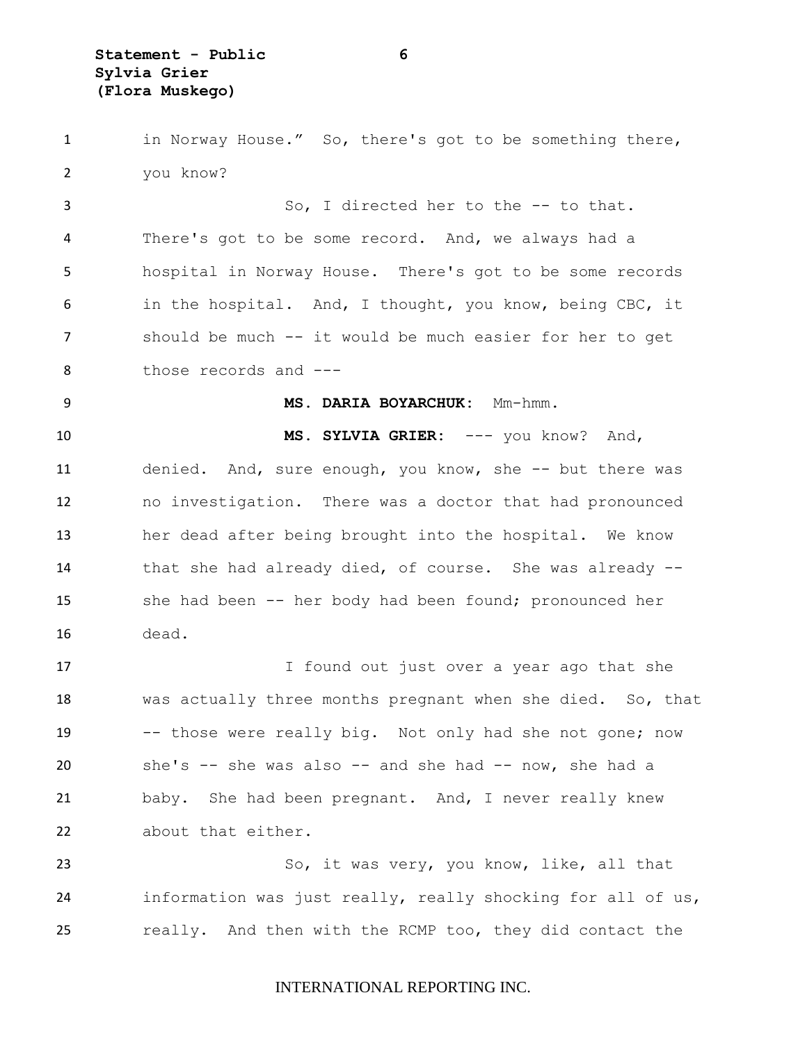in Norway House." So, there's got to be something there, you know?

So, I directed her to the -- to that. There's got to be some record. And, we always had a hospital in Norway House. There's got to be some records in the hospital. And, I thought, you know, being CBC, it should be much -- it would be much easier for her to get those records and ---

**MS. DARIA BOYARCHUK:** Mm-hmm.

**MS. SYLVIA GRIER:** --- you know? And, denied. And, sure enough, you know, she -- but there was no investigation. There was a doctor that had pronounced her dead after being brought into the hospital. We know that she had already died, of course. She was already -- she had been -- her body had been found; pronounced her dead.

I found out just over a year ago that she was actually three months pregnant when she died. So, that -- those were really big. Not only had she not gone; now she's -- she was also -- and she had -- now, she had a baby. She had been pregnant. And, I never really knew about that either.

So, it was very, you know, like, all that information was just really, really shocking for all of us, really. And then with the RCMP too, they did contact the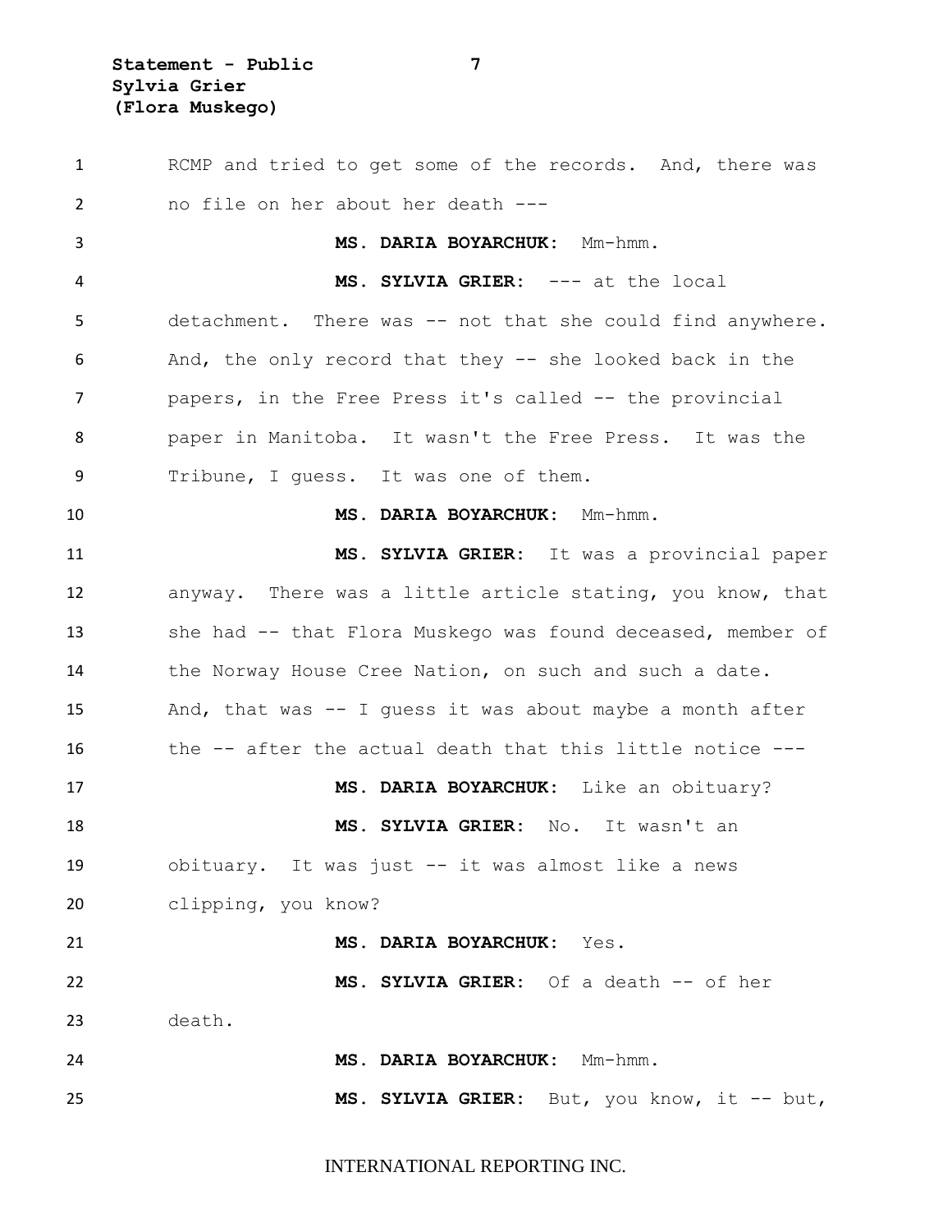RCMP and tried to get some of the records. And, there was no file on her about her death ---

**MS. DARIA BOYARCHUK:** Mm-hmm.

**MS. SYLVIA GRIER:** --- at the local detachment. There was -- not that she could find anywhere. And, the only record that they -- she looked back in the papers, in the Free Press it's called -- the provincial paper in Manitoba. It wasn't the Free Press. It was the Tribune, I guess. It was one of them.

**MS. DARIA BOYARCHUK:** Mm-hmm.

**MS. SYLVIA GRIER:** It was a provincial paper anyway. There was a little article stating, you know, that she had -- that Flora Muskego was found deceased, member of the Norway House Cree Nation, on such and such a date. And, that was -- I guess it was about maybe a month after the -- after the actual death that this little notice ---

**MS. DARIA BOYARCHUK:** Like an obituary?

**MS. SYLVIA GRIER:** No. It wasn't an obituary. It was just -- it was almost like a news clipping, you know?

**MS. DARIA BOYARCHUK:** Yes.

**MS. SYLVIA GRIER:** Of a death -- of her death.

**MS. DARIA BOYARCHUK:** Mm-hmm.

**MS. SYLVIA GRIER:** But, you know, it -- but,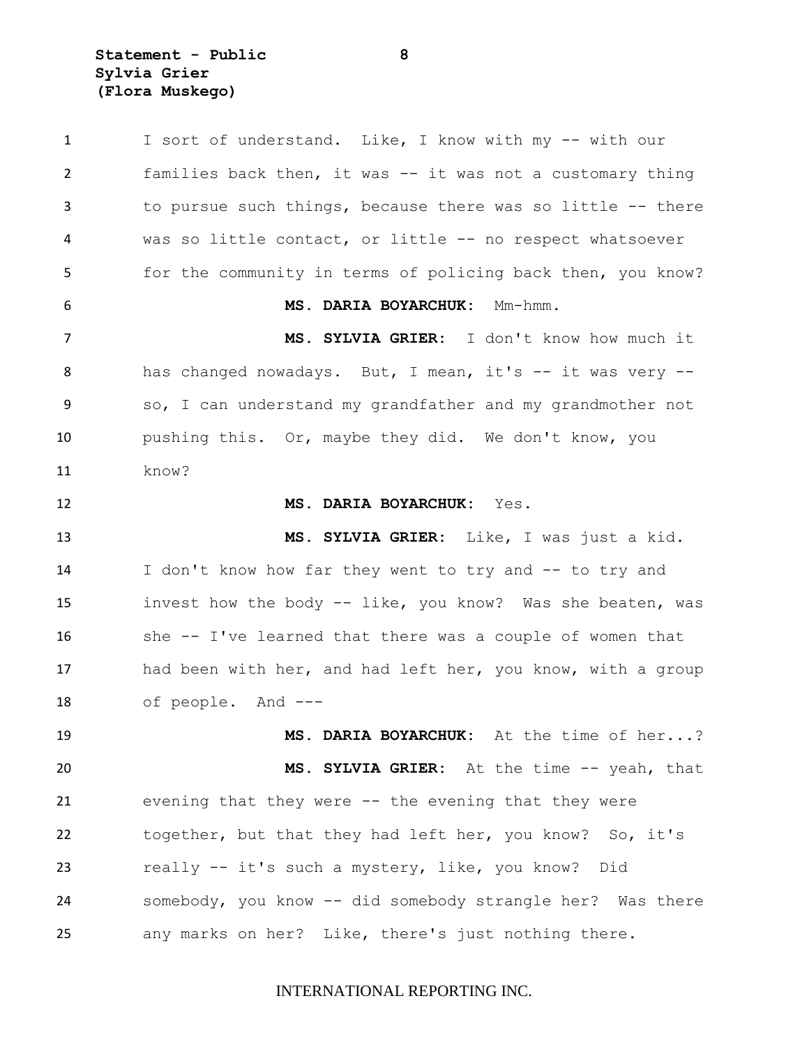I sort of understand. Like, I know with my -- with our families back then, it was -- it was not a customary thing to pursue such things, because there was so little -- there was so little contact, or little -- no respect whatsoever for the community in terms of policing back then, you know?

**MS. DARIA BOYARCHUK:** Mm-hmm.

**MS. SYLVIA GRIER:** I don't know how much it has changed nowadays. But, I mean, it's -- it was very -- so, I can understand my grandfather and my grandmother not pushing this. Or, maybe they did. We don't know, you know?

**MS. DARIA BOYARCHUK:** Yes.

**MS. SYLVIA GRIER:** Like, I was just a kid. I don't know how far they went to try and -- to try and invest how the body -- like, you know? Was she beaten, was she -- I've learned that there was a couple of women that had been with her, and had left her, you know, with a group of people. And ---

**MS. DARIA BOYARCHUK:** At the time of her...?

**MS. SYLVIA GRIER:** At the time -- yeah, that evening that they were -- the evening that they were together, but that they had left her, you know? So, it's really -- it's such a mystery, like, you know? Did somebody, you know -- did somebody strangle her? Was there any marks on her? Like, there's just nothing there.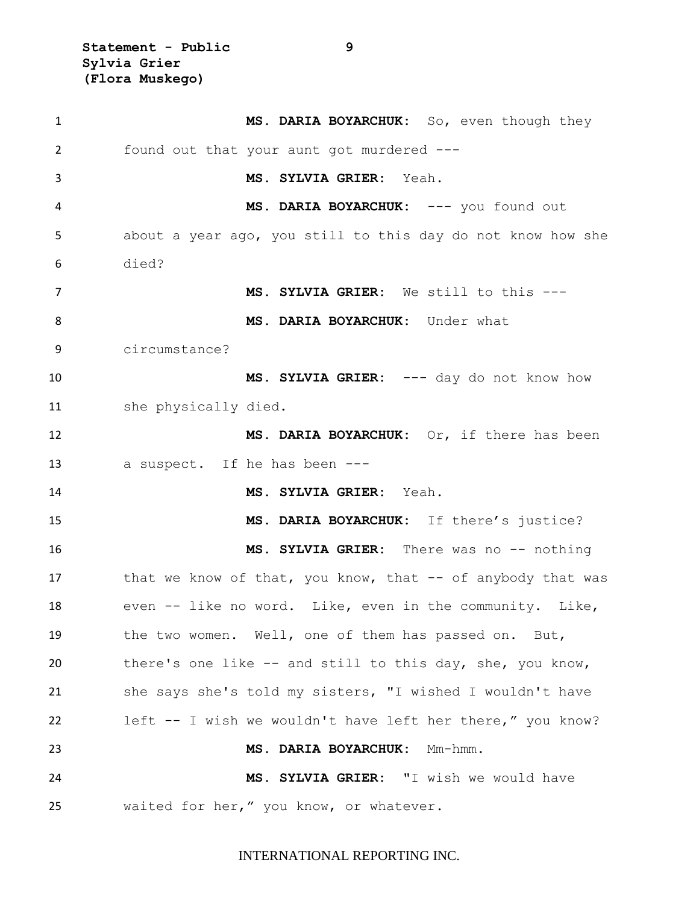**MS. DARIA BOYARCHUK:** So, even though they found out that your aunt got murdered ---

**MS. SYLVIA GRIER:** Yeah.

**MS. DARIA BOYARCHUK:** --- you found out about a year ago, you still to this day do not know how she died?

**MS. SYLVIA GRIER:** We still to this ---

**MS. DARIA BOYARCHUK:** Under what circumstance?

**MS. SYLVIA GRIER:** --- day do not know how she physically died.

**MS. DARIA BOYARCHUK:** Or, if there has been a suspect. If he has been ---

**MS. SYLVIA GRIER:** Yeah.

**MS. DARIA BOYARCHUK:** If there's justice?

**MS. SYLVIA GRIER:** There was no -- nothing that we know of that, you know, that -- of anybody that was even -- like no word. Like, even in the community. Like, the two women. Well, one of them has passed on. But, there's one like -- and still to this day, she, you know, she says she's told my sisters, "I wished I wouldn't have left -- I wish we wouldn't have left her there," you know?

**MS. DARIA BOYARCHUK:** Mm-hmm.

**MS. SYLVIA GRIER:** "I wish we would have waited for her," you know, or whatever.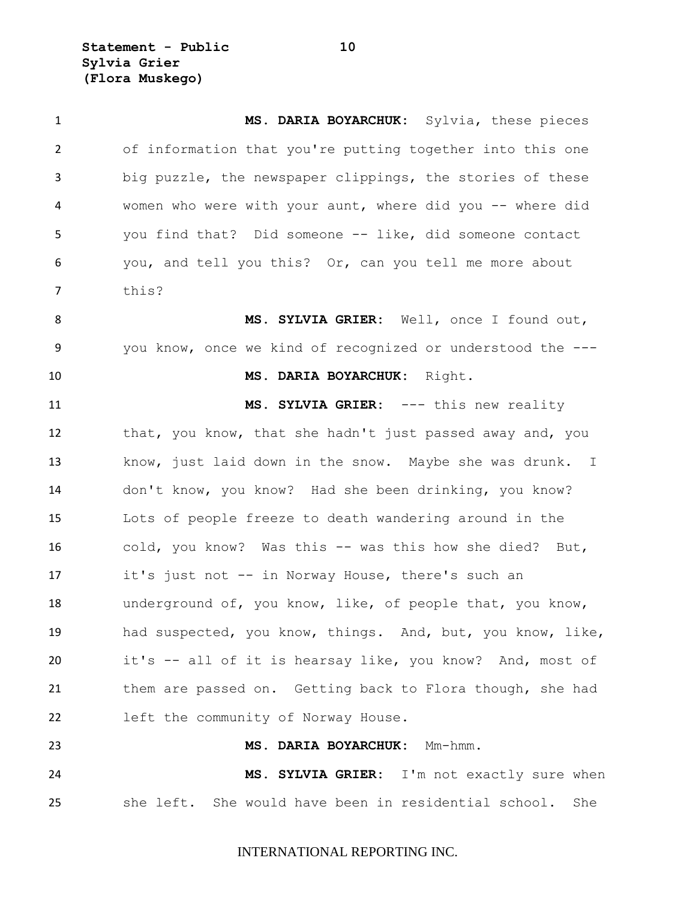**MS. DARIA BOYARCHUK:** Sylvia, these pieces of information that you're putting together into this one big puzzle, the newspaper clippings, the stories of these women who were with your aunt, where did you -- where did you find that? Did someone -- like, did someone contact you, and tell you this? Or, can you tell me more about this?

**MS. SYLVIA GRIER:** Well, once I found out, you know, once we kind of recognized or understood the ---

**MS. DARIA BOYARCHUK:** Right.

**MS. SYLVIA GRIER:** --- this new reality that, you know, that she hadn't just passed away and, you know, just laid down in the snow. Maybe she was drunk. I don't know, you know? Had she been drinking, you know? Lots of people freeze to death wandering around in the cold, you know? Was this -- was this how she died? But, it's just not -- in Norway House, there's such an underground of, you know, like, of people that, you know, had suspected, you know, things. And, but, you know, like, it's -- all of it is hearsay like, you know? And, most of them are passed on. Getting back to Flora though, she had left the community of Norway House.

**MS. DARIA BOYARCHUK:** Mm-hmm.

**MS. SYLVIA GRIER:** I'm not exactly sure when she left. She would have been in residential school. She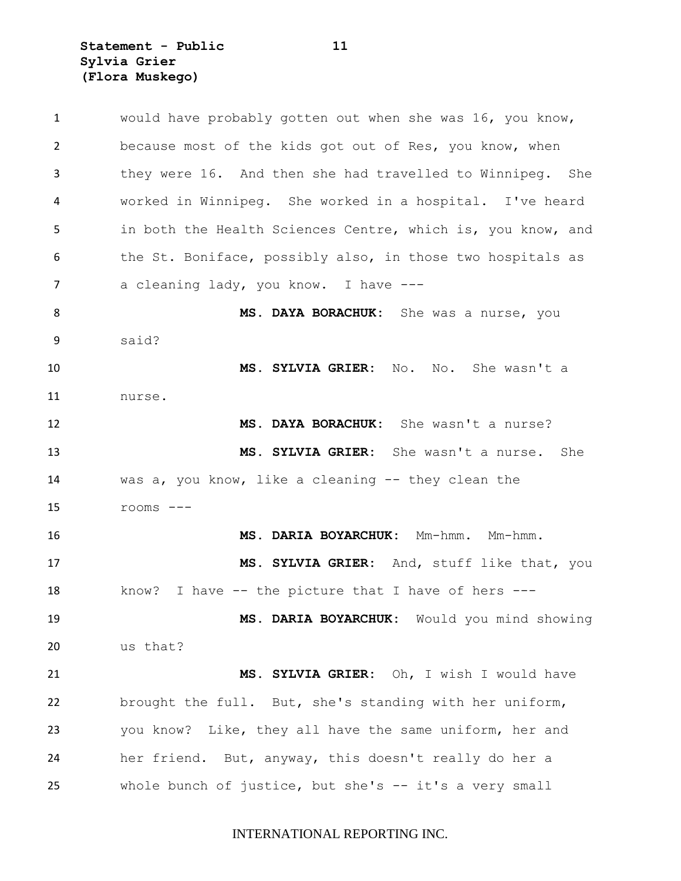would have probably gotten out when she was 16, you know, because most of the kids got out of Res, you know, when they were 16. And then she had travelled to Winnipeg. She worked in Winnipeg. She worked in a hospital. I've heard in both the Health Sciences Centre, which is, you know, and the St. Boniface, possibly also, in those two hospitals as a cleaning lady, you know. I have ---

**MS. DAYA BORACHUK:** She was a nurse, you said?

**MS. SYLVIA GRIER:** No. No. She wasn't a nurse.

**MS. DAYA BORACHUK:** She wasn't a nurse?

**MS. SYLVIA GRIER:** She wasn't a nurse. She was a, you know, like a cleaning -- they clean the rooms ---

**MS. DARIA BOYARCHUK:** Mm-hmm. Mm-hmm.

**MS. SYLVIA GRIER:** And, stuff like that, you know? I have -- the picture that I have of hers ---

**MS. DARIA BOYARCHUK:** Would you mind showing us that?

**MS. SYLVIA GRIER:** Oh, I wish I would have brought the full. But, she's standing with her uniform, you know? Like, they all have the same uniform, her and her friend. But, anyway, this doesn't really do her a whole bunch of justice, but she's -- it's a very small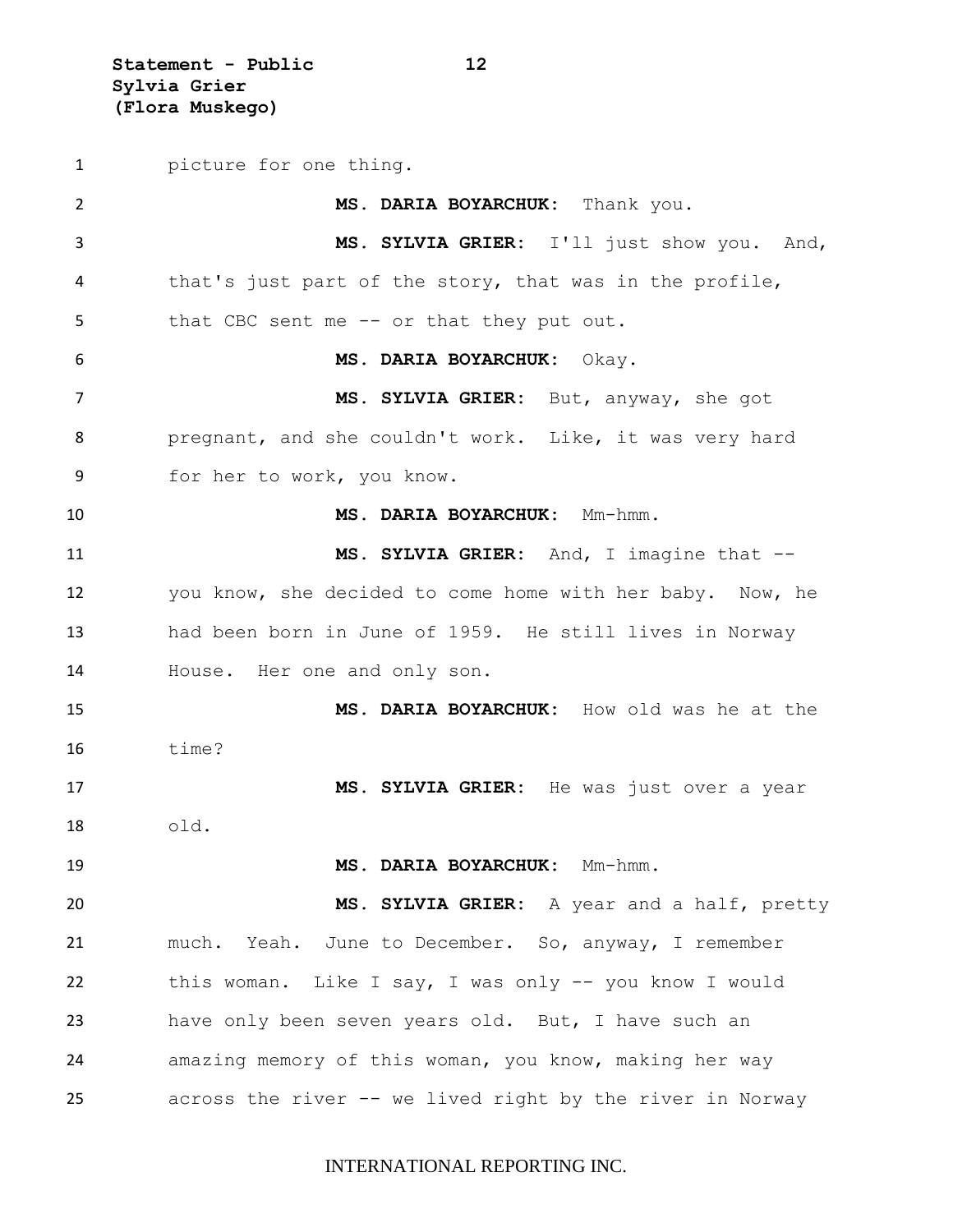picture for one thing.

**MS. DARIA BOYARCHUK:** Thank you.

**MS. SYLVIA GRIER:** I'll just show you. And, that's just part of the story, that was in the profile, that CBC sent me -- or that they put out.

**MS. DARIA BOYARCHUK:** Okay.

**MS. SYLVIA GRIER:** But, anyway, she got pregnant, and she couldn't work. Like, it was very hard for her to work, you know.

**MS. DARIA BOYARCHUK:** Mm-hmm.

**MS. SYLVIA GRIER:** And, I imagine that -- you know, she decided to come home with her baby. Now, he had been born in June of 1959. He still lives in Norway House. Her one and only son.

**MS. DARIA BOYARCHUK:** How old was he at the time?

**MS. SYLVIA GRIER:** He was just over a year old.

**MS. DARIA BOYARCHUK:** Mm-hmm.

**MS. SYLVIA GRIER:** A year and a half, pretty much. Yeah. June to December. So, anyway, I remember this woman. Like I say, I was only -- you know I would have only been seven years old. But, I have such an amazing memory of this woman, you know, making her way across the river -- we lived right by the river in Norway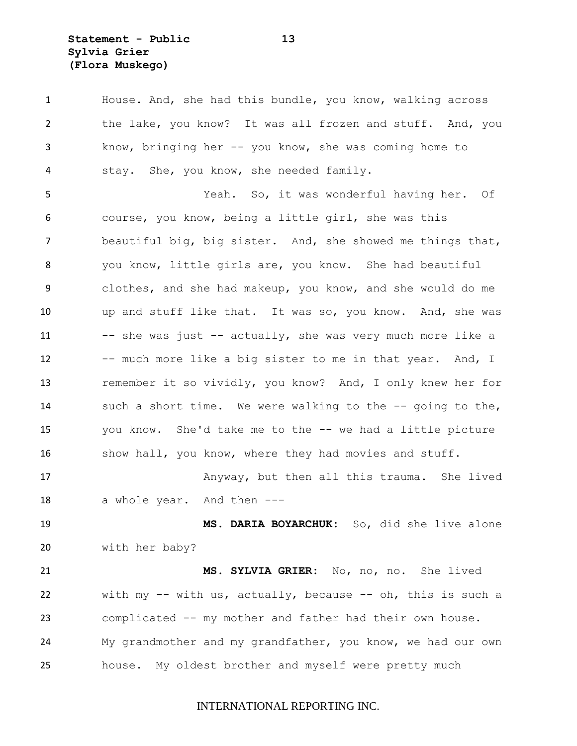House. And, she had this bundle, you know, walking across the lake, you know? It was all frozen and stuff. And, you know, bringing her -- you know, she was coming home to stay. She, you know, she needed family.

Yeah. So, it was wonderful having her. Of course, you know, being a little girl, she was this beautiful big, big sister. And, she showed me things that, you know, little girls are, you know. She had beautiful clothes, and she had makeup, you know, and she would do me up and stuff like that. It was so, you know. And, she was -- she was just -- actually, she was very much more like a -- much more like a big sister to me in that year. And, I remember it so vividly, you know? And, I only knew her for such a short time. We were walking to the -- going to the, you know. She'd take me to the -- we had a little picture show hall, you know, where they had movies and stuff.

Anyway, but then all this trauma. She lived a whole year. And then ---

**MS. DARIA BOYARCHUK:** So, did she live alone with her baby?

**MS. SYLVIA GRIER:** No, no, no. She lived with my -- with us, actually, because -- oh, this is such a complicated -- my mother and father had their own house. My grandmother and my grandfather, you know, we had our own house. My oldest brother and myself were pretty much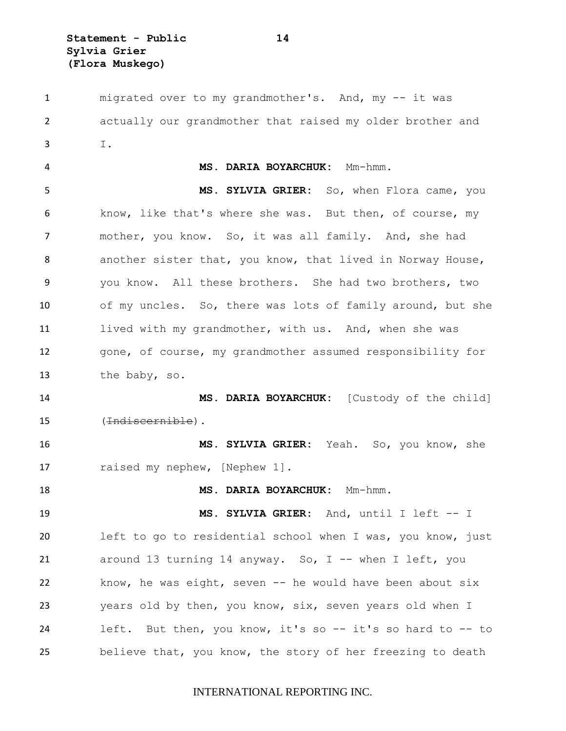migrated over to my grandmother's. And, my -- it was actually our grandmother that raised my older brother and I.

**MS. DARIA BOYARCHUK:** Mm-hmm.

**MS. SYLVIA GRIER:** So, when Flora came, you know, like that's where she was. But then, of course, my mother, you know. So, it was all family. And, she had another sister that, you know, that lived in Norway House, you know. All these brothers. She had two brothers, two of my uncles. So, there was lots of family around, but she lived with my grandmother, with us. And, when she was gone, of course, my grandmother assumed responsibility for the baby, so.

**MS. DARIA BOYARCHUK:** [Custody of the child] (~~Indiscernible~~).

**MS. SYLVIA GRIER:** Yeah. So, you know, she raised my nephew, [Nephew 1].

**MS. DARIA BOYARCHUK:** Mm-hmm.

**MS. SYLVIA GRIER:** And, until I left -- I left to go to residential school when I was, you know, just around 13 turning 14 anyway. So, I -- when I left, you know, he was eight, seven -- he would have been about six years old by then, you know, six, seven years old when I left. But then, you know, it's so -- it's so hard to -- to believe that, you know, the story of her freezing to death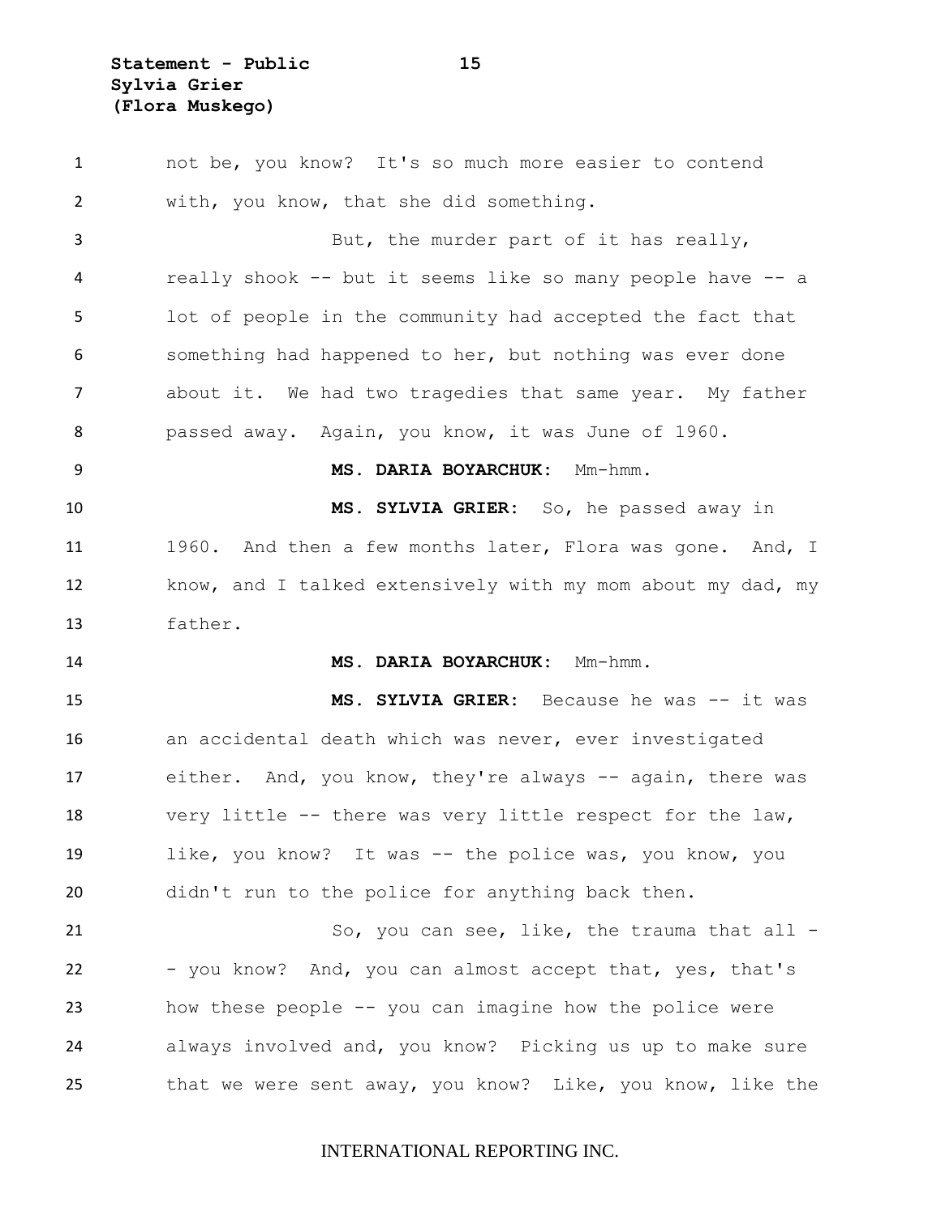not be, you know? It's so much more easier to contend with, you know, that she did something.

But, the murder part of it has really, really shook -- but it seems like so many people have -- a lot of people in the community had accepted the fact that something had happened to her, but nothing was ever done about it. We had two tragedies that same year. My father passed away. Again, you know, it was June of 1960.

**MS. DARIA BOYARCHUK:** Mm-hmm.

**MS. SYLVIA GRIER:** So, he passed away in 1960. And then a few months later, Flora was gone. And, I know, and I talked extensively with my mom about my dad, my father.

**MS. DARIA BOYARCHUK:** Mm-hmm.

**MS. SYLVIA GRIER:** Because he was -- it was an accidental death which was never, ever investigated either. And, you know, they're always -- again, there was very little -- there was very little respect for the law, like, you know? It was -- the police was, you know, you didn't run to the police for anything back then.

So, you can see, like, the trauma that all -- you know? And, you can almost accept that, yes, that's how these people -- you can imagine how the police were always involved and, you know? Picking us up to make sure that we were sent away, you know? Like, you know, like the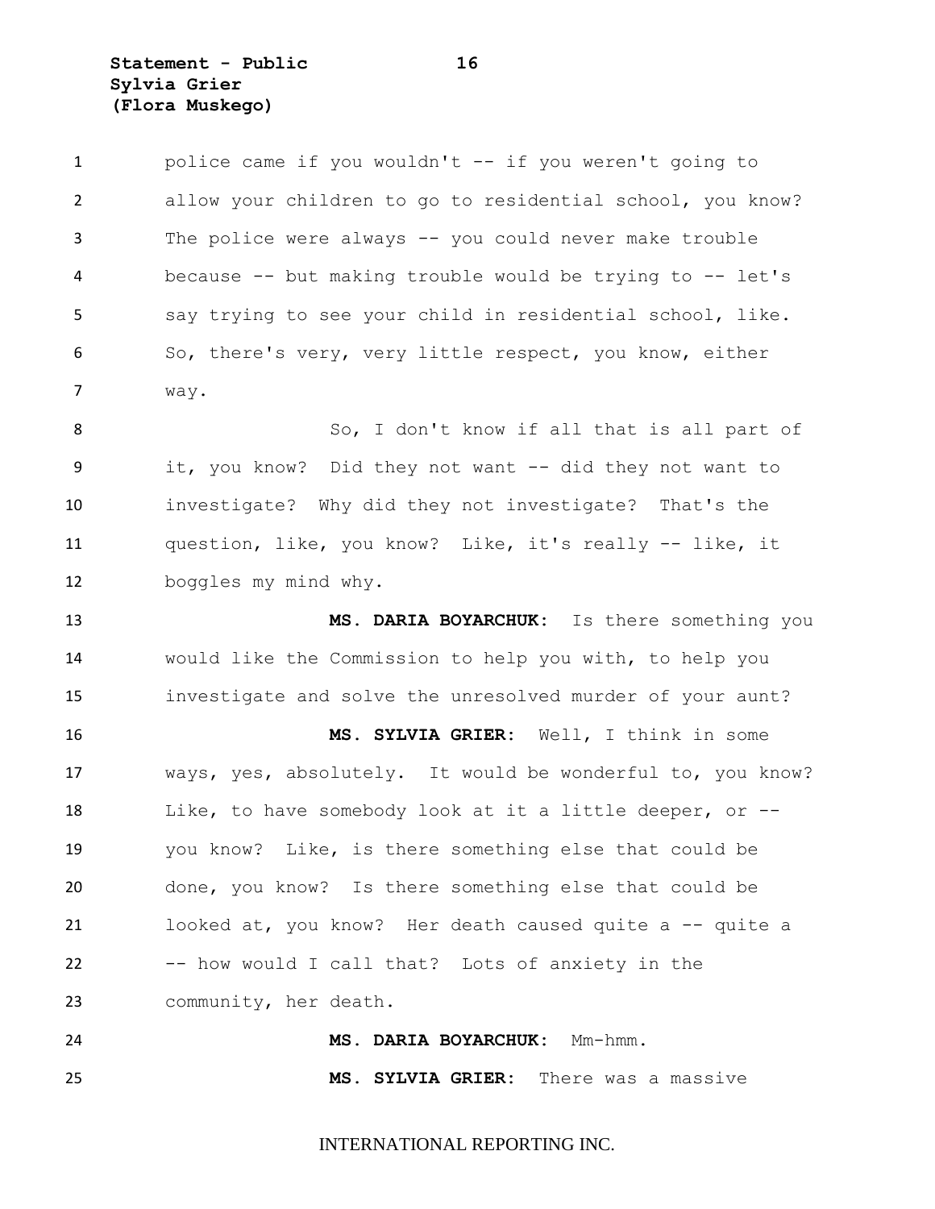police came if you wouldn't -- if you weren't going to allow your children to go to residential school, you know? The police were always -- you could never make trouble because -- but making trouble would be trying to -- let's say trying to see your child in residential school, like. So, there's very, very little respect, you know, either way.

So, I don't know if all that is all part of it, you know? Did they not want -- did they not want to investigate? Why did they not investigate? That's the question, like, you know? Like, it's really -- like, it boggles my mind why.

**MS. DARIA BOYARCHUK:** Is there something you would like the Commission to help you with, to help you investigate and solve the unresolved murder of your aunt?

**MS. SYLVIA GRIER:** Well, I think in some ways, yes, absolutely. It would be wonderful to, you know? Like, to have somebody look at it a little deeper, or -- you know? Like, is there something else that could be done, you know? Is there something else that could be looked at, you know? Her death caused quite a -- quite a -- how would I call that? Lots of anxiety in the community, her death.

**MS. DARIA BOYARCHUK:** Mm-hmm.

**MS. SYLVIA GRIER:** There was a massive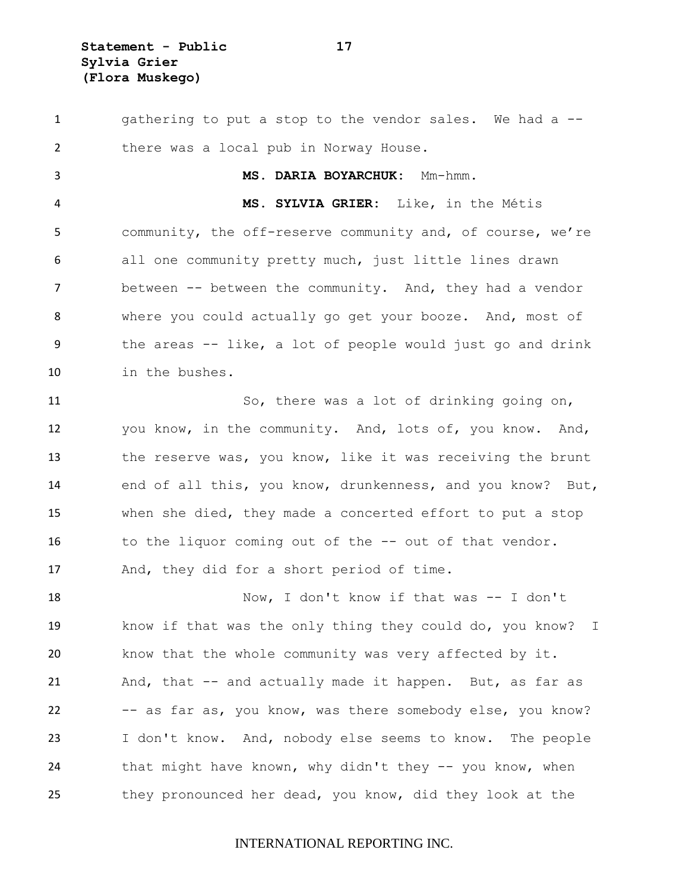gathering to put a stop to the vendor sales. We had a -- there was a local pub in Norway House.

**MS. DARIA BOYARCHUK:** Mm-hmm.

**MS. SYLVIA GRIER:** Like, in the Métis community, the off-reserve community and, of course, we're all one community pretty much, just little lines drawn between -- between the community. And, they had a vendor where you could actually go get your booze. And, most of the areas -- like, a lot of people would just go and drink in the bushes.

So, there was a lot of drinking going on, you know, in the community. And, lots of, you know. And, the reserve was, you know, like it was receiving the brunt end of all this, you know, drunkenness, and you know? But, when she died, they made a concerted effort to put a stop to the liquor coming out of the -- out of that vendor. And, they did for a short period of time.

Now, I don't know if that was -- I don't know if that was the only thing they could do, you know? I know that the whole community was very affected by it. And, that -- and actually made it happen. But, as far as -- as far as, you know, was there somebody else, you know? I don't know. And, nobody else seems to know. The people that might have known, why didn't they -- you know, when they pronounced her dead, you know, did they look at the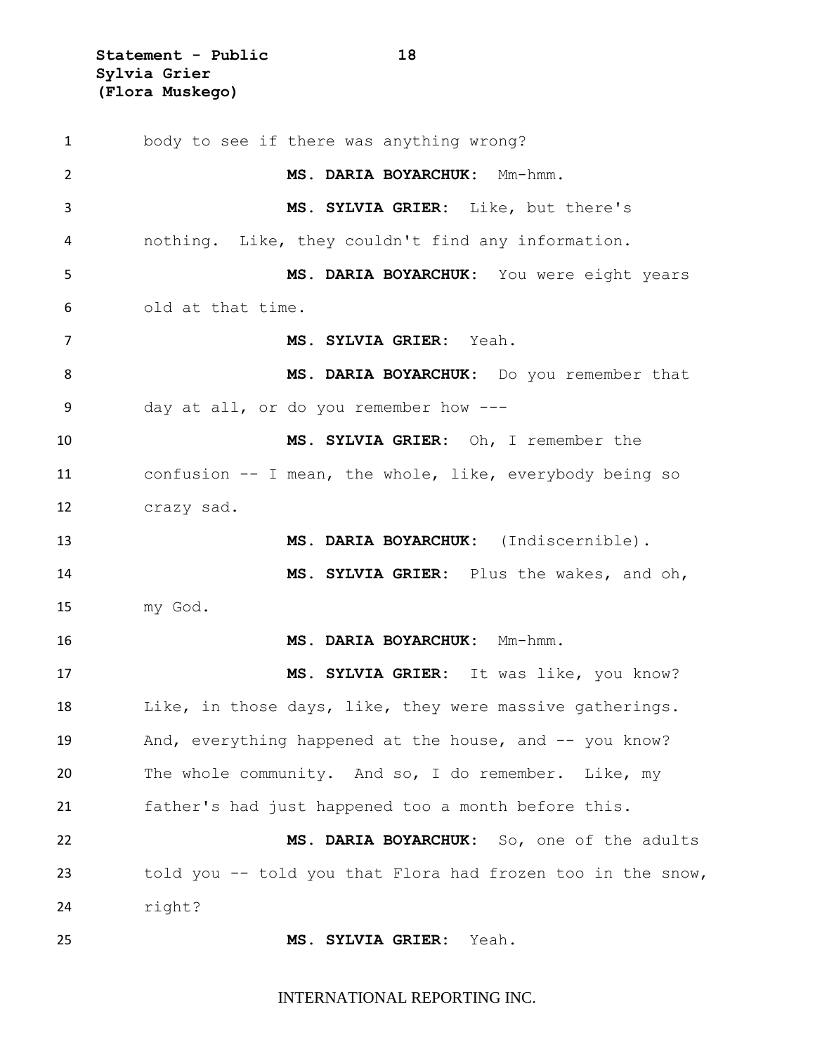body to see if there was anything wrong?

**MS. DARIA BOYARCHUK:** Mm-hmm.

**MS. SYLVIA GRIER:** Like, but there's nothing. Like, they couldn't find any information.

**MS. DARIA BOYARCHUK:** You were eight years old at that time.

**MS. SYLVIA GRIER:** Yeah.

**MS. DARIA BOYARCHUK:** Do you remember that day at all, or do you remember how ---

**MS. SYLVIA GRIER:** Oh, I remember the confusion -- I mean, the whole, like, everybody being so crazy sad.

**MS. DARIA BOYARCHUK:** (Indiscernible).

**MS. SYLVIA GRIER:** Plus the wakes, and oh, my God.

**MS. DARIA BOYARCHUK:** Mm-hmm.

**MS. SYLVIA GRIER:** It was like, you know? Like, in those days, like, they were massive gatherings. And, everything happened at the house, and -- you know? The whole community. And so, I do remember. Like, my father's had just happened too a month before this.

**MS. DARIA BOYARCHUK:** So, one of the adults told you -- told you that Flora had frozen too in the snow, right?

**MS. SYLVIA GRIER:** Yeah.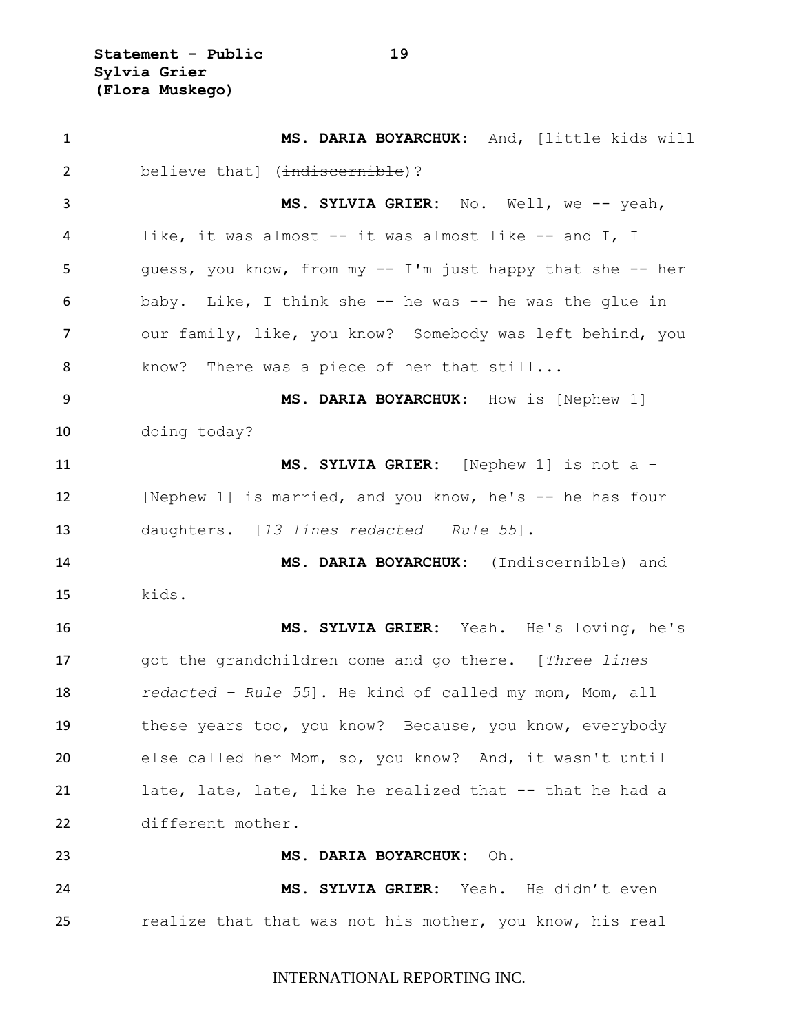**MS. DARIA BOYARCHUK:** And, [little kids will believe that] (~~indiscernible~~)?

**MS. SYLVIA GRIER:** No. Well, we -- yeah, like, it was almost -- it was almost like -- and I, I guess, you know, from my -- I'm just happy that she -- her baby. Like, I think she -- he was -- he was the glue in our family, like, you know? Somebody was left behind, you know? There was a piece of her that still...

**MS. DARIA BOYARCHUK:** How is [Nephew 1] doing today?

**MS. SYLVIA GRIER:** [Nephew 1] is not a – [Nephew 1] is married, and you know, he's -- he has four daughters. [*13 lines redacted – Rule 55*].

**MS. DARIA BOYARCHUK:** (Indiscernible) and kids.

**MS. SYLVIA GRIER:** Yeah. He's loving, he's got the grandchildren come and go there. [*Three lines redacted – Rule 55*]. He kind of called my mom, Mom, all these years too, you know? Because, you know, everybody else called her Mom, so, you know? And, it wasn't until late, late, late, like he realized that -- that he had a different mother.

**MS. DARIA BOYARCHUK:** Oh.

**MS. SYLVIA GRIER:** Yeah. He didn't even realize that that was not his mother, you know, his real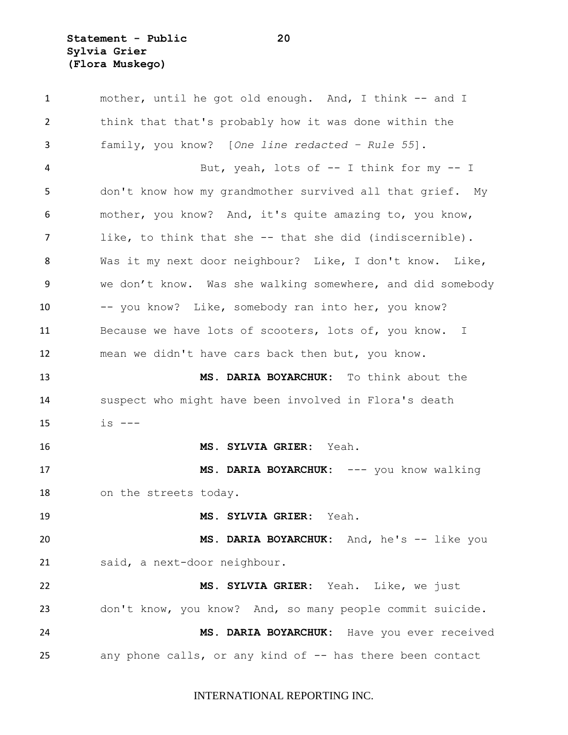mother, until he got old enough. And, I think -- and I think that that's probably how it was done within the family, you know? [*One line redacted - Rule 55*].

But, yeah, lots of -- I think for my -- I don't know how my grandmother survived all that grief. My mother, you know? And, it's quite amazing to, you know, like, to think that she -- that she did (indiscernible). Was it my next door neighbour? Like, I don't know. Like, we don't know. Was she walking somewhere, and did somebody -- you know? Like, somebody ran into her, you know? Because we have lots of scooters, lots of, you know. I mean we didn't have cars back then but, you know.

**MS. DARIA BOYARCHUK:** To think about the suspect who might have been involved in Flora's death is ---

**MS. SYLVIA GRIER:** Yeah.

**MS. DARIA BOYARCHUK:** --- you know walking on the streets today.

**MS. SYLVIA GRIER:** Yeah.

**MS. DARIA BOYARCHUK:** And, he's -- like you said, a next-door neighbour.

**MS. SYLVIA GRIER:** Yeah. Like, we just don't know, you know? And, so many people commit suicide.

**MS. DARIA BOYARCHUK:** Have you ever received any phone calls, or any kind of -- has there been contact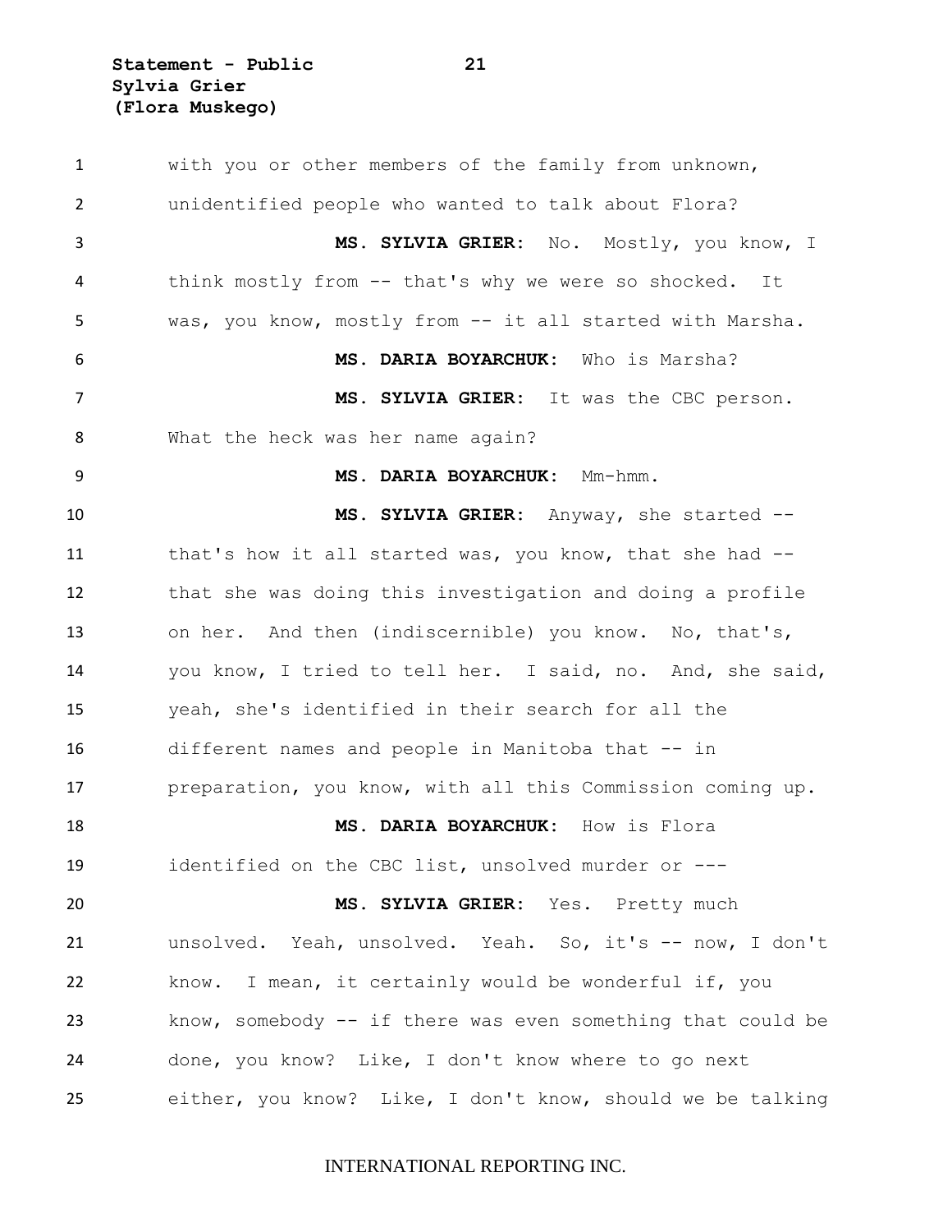with you or other members of the family from unknown, unidentified people who wanted to talk about Flora?

**MS. SYLVIA GRIER:** No. Mostly, you know, I think mostly from -- that's why we were so shocked. It was, you know, mostly from -- it all started with Marsha.

**MS. DARIA BOYARCHUK:** Who is Marsha?

**MS. SYLVIA GRIER:** It was the CBC person. What the heck was her name again?

**MS. DARIA BOYARCHUK:** Mm-hmm.

**MS. SYLVIA GRIER:** Anyway, she started -- that's how it all started was, you know, that she had -- that she was doing this investigation and doing a profile on her. And then (indiscernible) you know. No, that's, you know, I tried to tell her. I said, no. And, she said, yeah, she's identified in their search for all the different names and people in Manitoba that -- in preparation, you know, with all this Commission coming up.

**MS. DARIA BOYARCHUK:** How is Flora identified on the CBC list, unsolved murder or ---

**MS. SYLVIA GRIER:** Yes. Pretty much unsolved. Yeah, unsolved. Yeah. So, it's -- now, I don't know. I mean, it certainly would be wonderful if, you know, somebody -- if there was even something that could be done, you know? Like, I don't know where to go next either, you know? Like, I don't know, should we be talking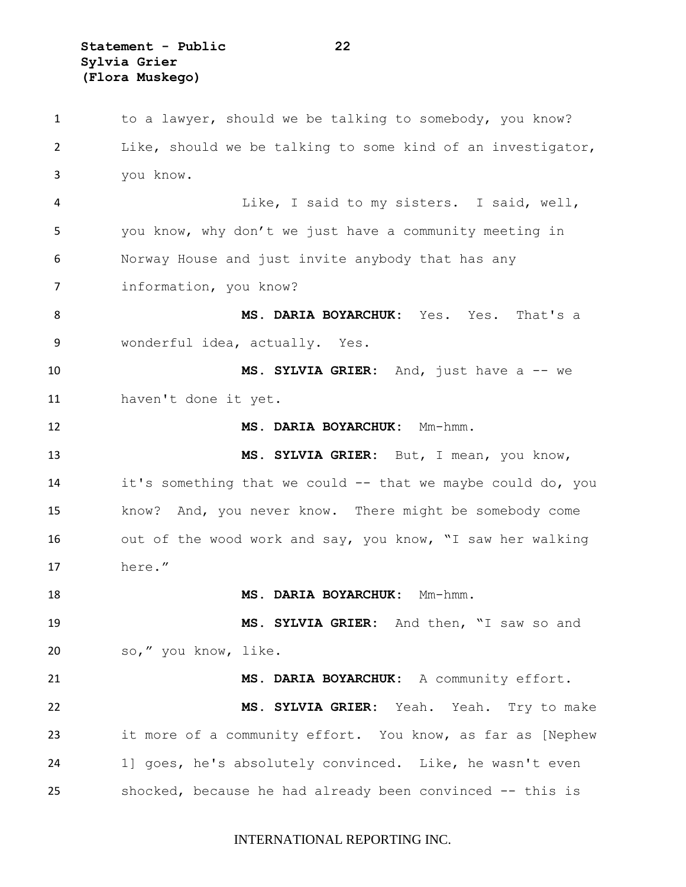to a lawyer, should we be talking to somebody, you know? Like, should we be talking to some kind of an investigator, you know.

Like, I said to my sisters. I said, well, you know, why don't we just have a community meeting in Norway House and just invite anybody that has any information, you know?

**MS. DARIA BOYARCHUK:** Yes. Yes. That's a wonderful idea, actually. Yes.

**MS. SYLVIA GRIER:** And, just have a -- we haven't done it yet.

**MS. DARIA BOYARCHUK:** Mm-hmm.

**MS. SYLVIA GRIER:** But, I mean, you know, it's something that we could -- that we maybe could do, you know? And, you never know. There might be somebody come out of the wood work and say, you know, "I saw her walking here."

**MS. DARIA BOYARCHUK:** Mm-hmm.

**MS. SYLVIA GRIER:** And then, "I saw so and so," you know, like.

**MS. DARIA BOYARCHUK:** A community effort.

**MS. SYLVIA GRIER:** Yeah. Yeah. Try to make it more of a community effort. You know, as far as [Nephew 1] goes, he's absolutely convinced. Like, he wasn't even shocked, because he had already been convinced -- this is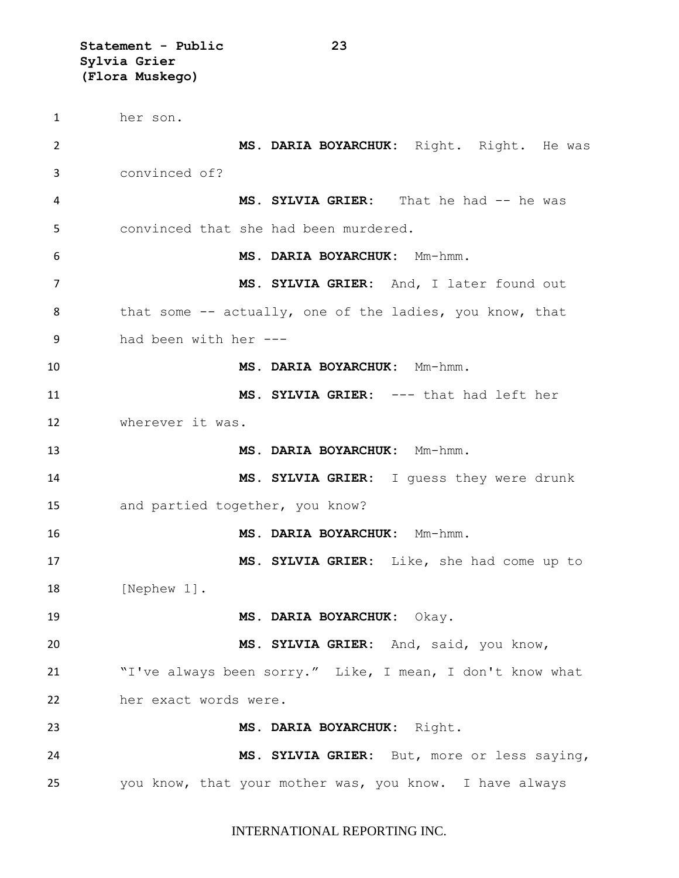her son.

**MS. DARIA BOYARCHUK:** Right. Right. He was convinced of?

**MS. SYLVIA GRIER:** That he had -- he was convinced that she had been murdered.

**MS. DARIA BOYARCHUK:** Mm-hmm.

**MS. SYLVIA GRIER:** And, I later found out that some -- actually, one of the ladies, you know, that had been with her ---

**MS. DARIA BOYARCHUK:** Mm-hmm.

**MS. SYLVIA GRIER:** --- that had left her wherever it was.

**MS. DARIA BOYARCHUK:** Mm-hmm.

**MS. SYLVIA GRIER:** I guess they were drunk and partied together, you know?

**MS. DARIA BOYARCHUK:** Mm-hmm.

**MS. SYLVIA GRIER:** Like, she had come up to [Nephew 1].

**MS. DARIA BOYARCHUK:** Okay.

**MS. SYLVIA GRIER:** And, said, you know, "I've always been sorry." Like, I mean, I don't know what her exact words were.

**MS. DARIA BOYARCHUK:** Right.

**MS. SYLVIA GRIER:** But, more or less saying, you know, that your mother was, you know. I have always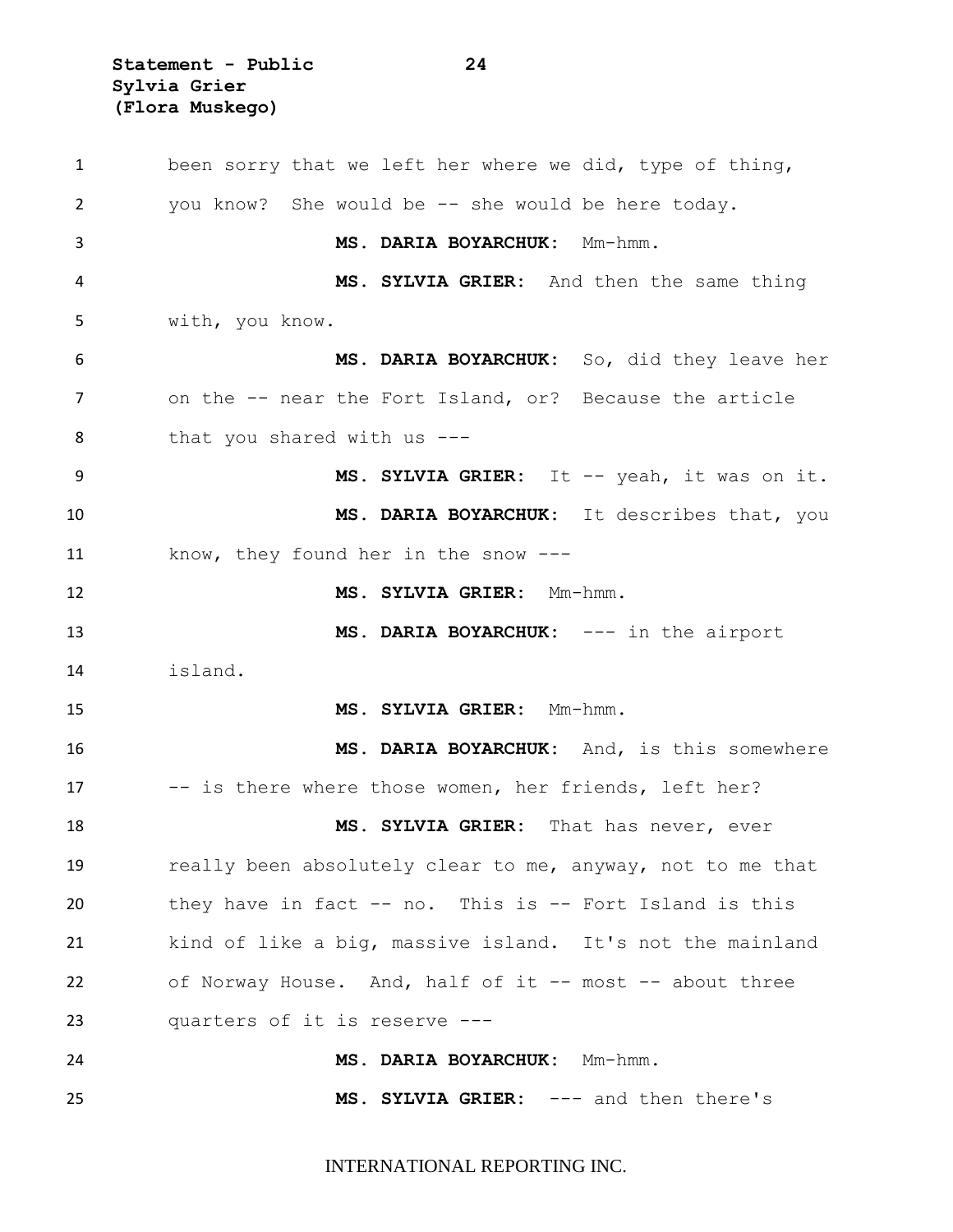been sorry that we left her where we did, type of thing, you know? She would be -- she would be here today.

**MS. DARIA BOYARCHUK:** Mm-hmm.

**MS. SYLVIA GRIER:** And then the same thing with, you know.

**MS. DARIA BOYARCHUK:** So, did they leave her on the -- near the Fort Island, or? Because the article that you shared with us ---

**MS. SYLVIA GRIER:** It -- yeah, it was on it.

**MS. DARIA BOYARCHUK:** It describes that, you know, they found her in the snow ---

**MS. SYLVIA GRIER:** Mm-hmm.

**MS. DARIA BOYARCHUK:** --- in the airport island.

**MS. SYLVIA GRIER:** Mm-hmm.

**MS. DARIA BOYARCHUK:** And, is this somewhere -- is there where those women, her friends, left her?

**MS. SYLVIA GRIER:** That has never, ever really been absolutely clear to me, anyway, not to me that they have in fact -- no. This is -- Fort Island is this kind of like a big, massive island. It's not the mainland of Norway House. And, half of it -- most -- about three quarters of it is reserve ---

**MS. DARIA BOYARCHUK:** Mm-hmm.

**MS. SYLVIA GRIER:** --- and then there's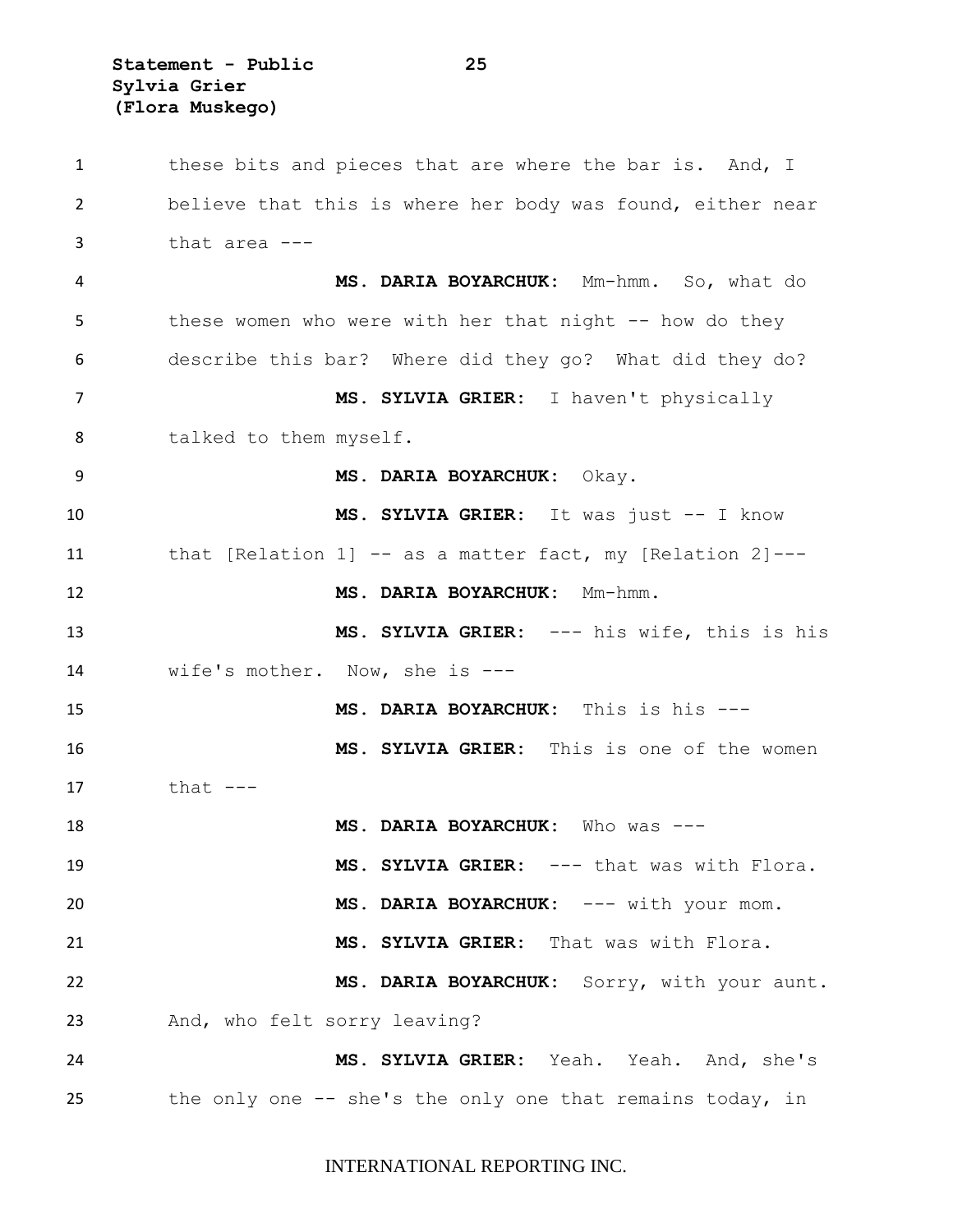these bits and pieces that are where the bar is. And, I believe that this is where her body was found, either near that area ---

**MS. DARIA BOYARCHUK:** Mm-hmm. So, what do these women who were with her that night -- how do they describe this bar? Where did they go? What did they do?

**MS. SYLVIA GRIER:** I haven't physically talked to them myself.

**MS. DARIA BOYARCHUK:** Okay.

**MS. SYLVIA GRIER:** It was just -- I know that [Relation 1] -- as a matter fact, my [Relation 2]---

**MS. DARIA BOYARCHUK:** Mm-hmm.

**MS. SYLVIA GRIER:** --- his wife, this is his wife's mother. Now, she is ---

**MS. DARIA BOYARCHUK:** This is his ---

**MS. SYLVIA GRIER:** This is one of the women that ---

**MS. DARIA BOYARCHUK:** Who was ---

**MS. SYLVIA GRIER:** --- that was with Flora.

**MS. DARIA BOYARCHUK:** --- with your mom.

**MS. SYLVIA GRIER:** That was with Flora.

**MS. DARIA BOYARCHUK:** Sorry, with your aunt. And, who felt sorry leaving?

**MS. SYLVIA GRIER:** Yeah. Yeah. And, she's the only one -- she's the only one that remains today, in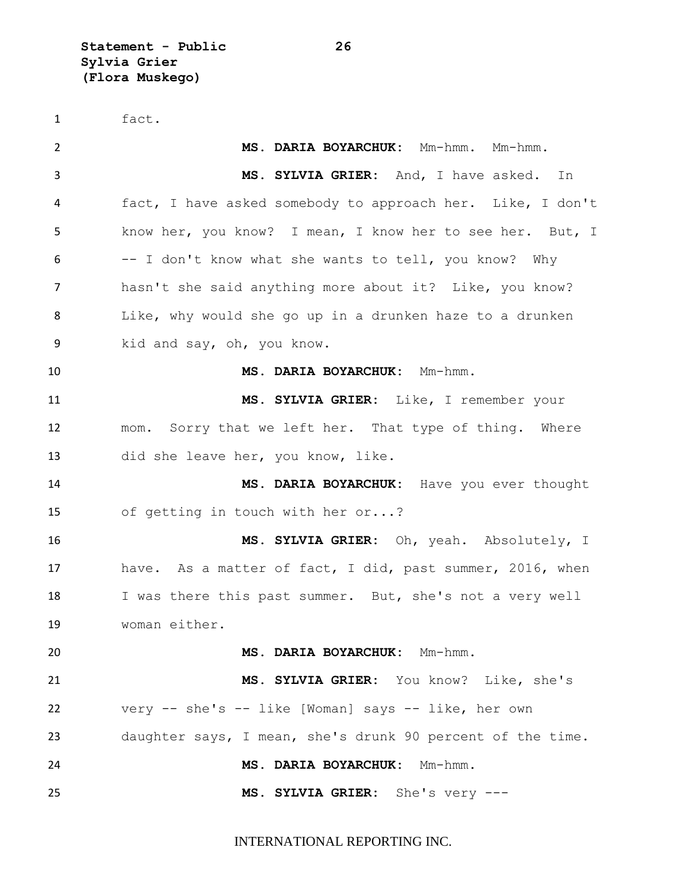fact.

**MS. DARIA BOYARCHUK:** Mm-hmm. Mm-hmm.

**MS. SYLVIA GRIER:** And, I have asked. In fact, I have asked somebody to approach her. Like, I don't know her, you know? I mean, I know her to see her. But, I -- I don't know what she wants to tell, you know? Why hasn't she said anything more about it? Like, you know? Like, why would she go up in a drunken haze to a drunken kid and say, oh, you know.

**MS. DARIA BOYARCHUK:** Mm-hmm.

**MS. SYLVIA GRIER:** Like, I remember your mom. Sorry that we left her. That type of thing. Where did she leave her, you know, like.

**MS. DARIA BOYARCHUK:** Have you ever thought of getting in touch with her or...?

**MS. SYLVIA GRIER:** Oh, yeah. Absolutely, I have. As a matter of fact, I did, past summer, 2016, when I was there this past summer. But, she's not a very well woman either.

**MS. DARIA BOYARCHUK:** Mm-hmm.

**MS. SYLVIA GRIER:** You know? Like, she's very -- she's -- like [Woman] says -- like, her own daughter says, I mean, she's drunk 90 percent of the time.

**MS. DARIA BOYARCHUK:** Mm-hmm.

**MS. SYLVIA GRIER:** She's very ---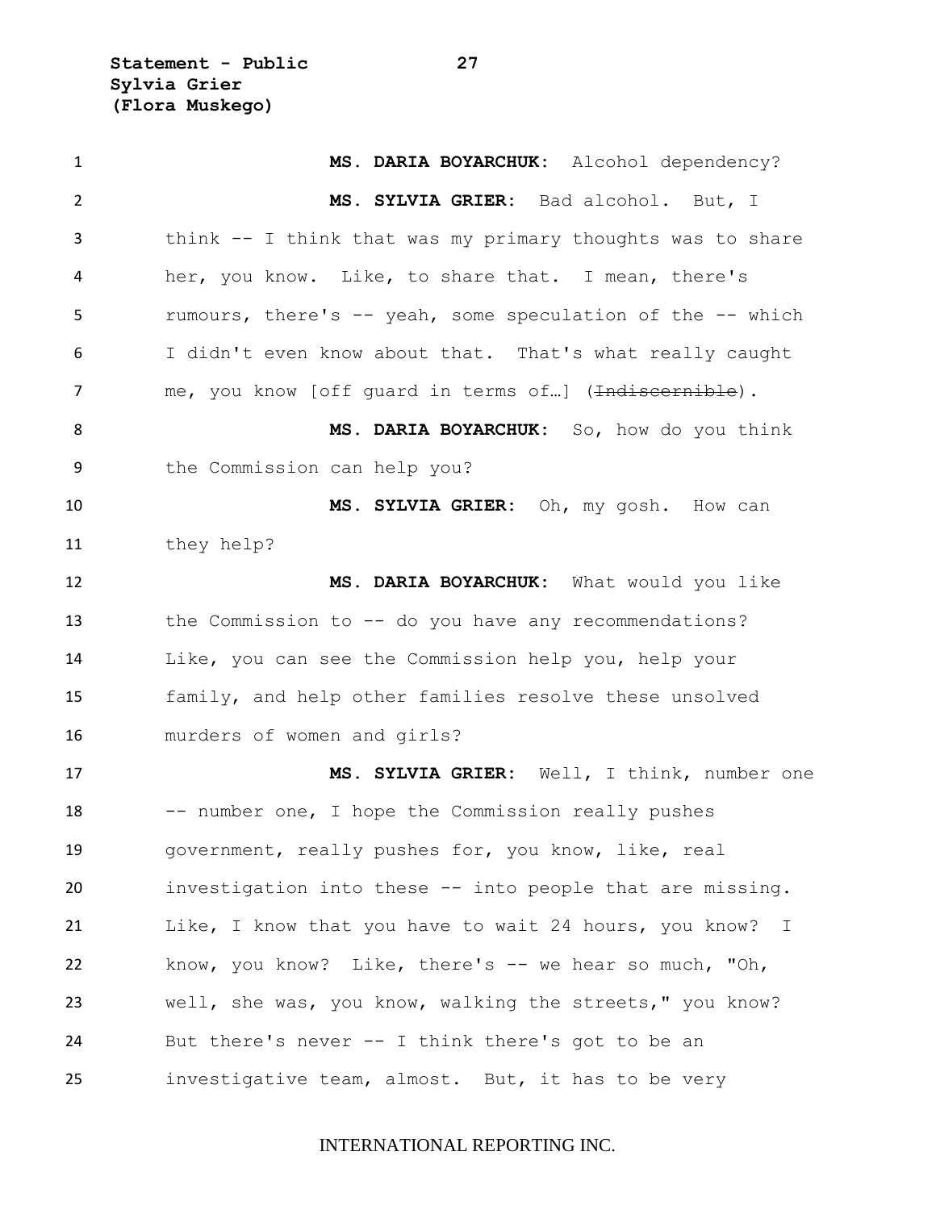**MS. DARIA BOYARCHUK:** Alcohol dependency?

**MS. SYLVIA GRIER:** Bad alcohol. But, I think -- I think that was my primary thoughts was to share her, you know. Like, to share that. I mean, there's rumours, there's -- yeah, some speculation of the -- which I didn't even know about that. That's what really caught me, you know [off guard in terms of…] (~~Indiscernible~~).

**MS. DARIA BOYARCHUK:** So, how do you think the Commission can help you?

**MS. SYLVIA GRIER:** Oh, my gosh. How can they help?

**MS. DARIA BOYARCHUK:** What would you like the Commission to -- do you have any recommendations? Like, you can see the Commission help you, help your family, and help other families resolve these unsolved murders of women and girls?

**MS. SYLVIA GRIER:** Well, I think, number one -- number one, I hope the Commission really pushes government, really pushes for, you know, like, real investigation into these -- into people that are missing. Like, I know that you have to wait 24 hours, you know? I know, you know? Like, there's -- we hear so much, "Oh, well, she was, you know, walking the streets," you know? But there's never -- I think there's got to be an investigative team, almost. But, it has to be very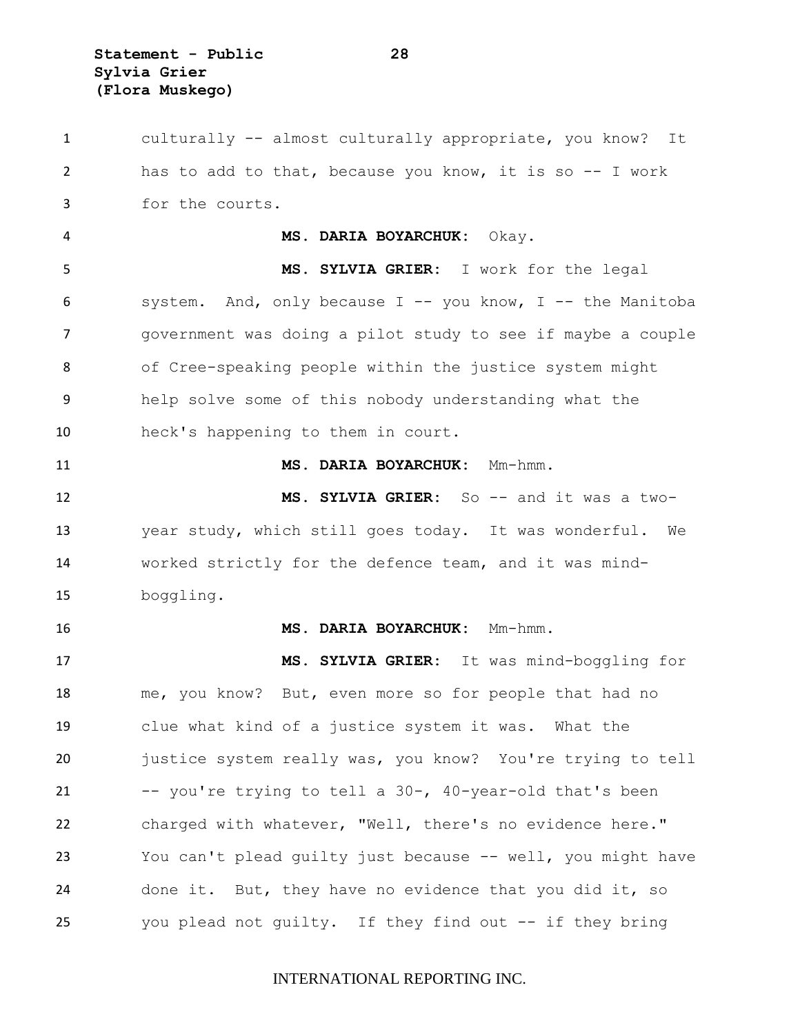culturally -- almost culturally appropriate, you know? It has to add to that, because you know, it is so -- I work for the courts.

**MS. DARIA BOYARCHUK:** Okay.

**MS. SYLVIA GRIER:** I work for the legal system. And, only because I -- you know, I -- the Manitoba government was doing a pilot study to see if maybe a couple of Cree-speaking people within the justice system might help solve some of this nobody understanding what the heck's happening to them in court.

**MS. DARIA BOYARCHUK:** Mm-hmm.

**MS. SYLVIA GRIER:** So -- and it was a two-year study, which still goes today. It was wonderful. We worked strictly for the defence team, and it was mind-boggling.

**MS. DARIA BOYARCHUK:** Mm-hmm.

**MS. SYLVIA GRIER:** It was mind-boggling for me, you know? But, even more so for people that had no clue what kind of a justice system it was. What the justice system really was, you know? You're trying to tell -- you're trying to tell a 30-, 40-year-old that's been charged with whatever, "Well, there's no evidence here." You can't plead guilty just because -- well, you might have done it. But, they have no evidence that you did it, so you plead not guilty. If they find out -- if they bring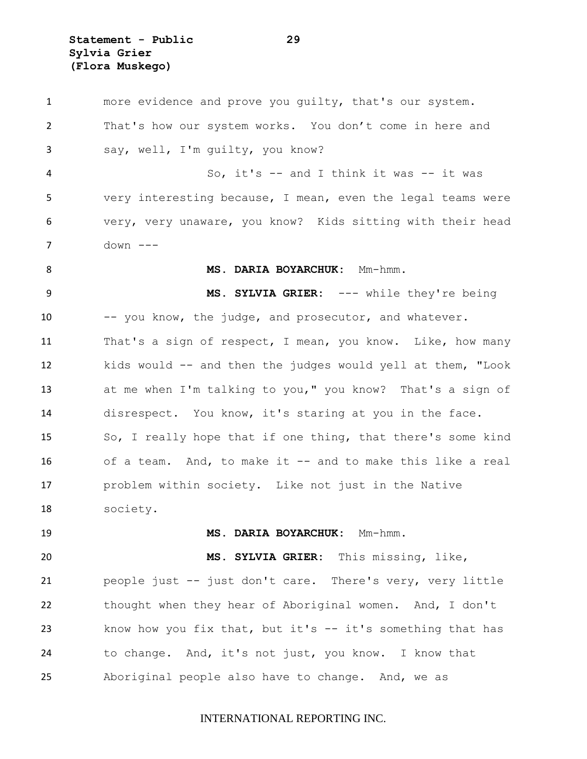more evidence and prove you guilty, that's our system. That's how our system works. You don't come in here and say, well, I'm guilty, you know?

So, it's -- and I think it was -- it was very interesting because, I mean, even the legal teams were very, very unaware, you know? Kids sitting with their head down ---

**MS. DARIA BOYARCHUK:** Mm-hmm.

**MS. SYLVIA GRIER:** --- while they're being -- you know, the judge, and prosecutor, and whatever. That's a sign of respect, I mean, you know. Like, how many kids would -- and then the judges would yell at them, "Look at me when I'm talking to you," you know? That's a sign of disrespect. You know, it's staring at you in the face. So, I really hope that if one thing, that there's some kind of a team. And, to make it -- and to make this like a real problem within society. Like not just in the Native society.

**MS. DARIA BOYARCHUK:** Mm-hmm.

**MS. SYLVIA GRIER:** This missing, like, people just -- just don't care. There's very, very little thought when they hear of Aboriginal women. And, I don't know how you fix that, but it's -- it's something that has to change. And, it's not just, you know. I know that Aboriginal people also have to change. And, we as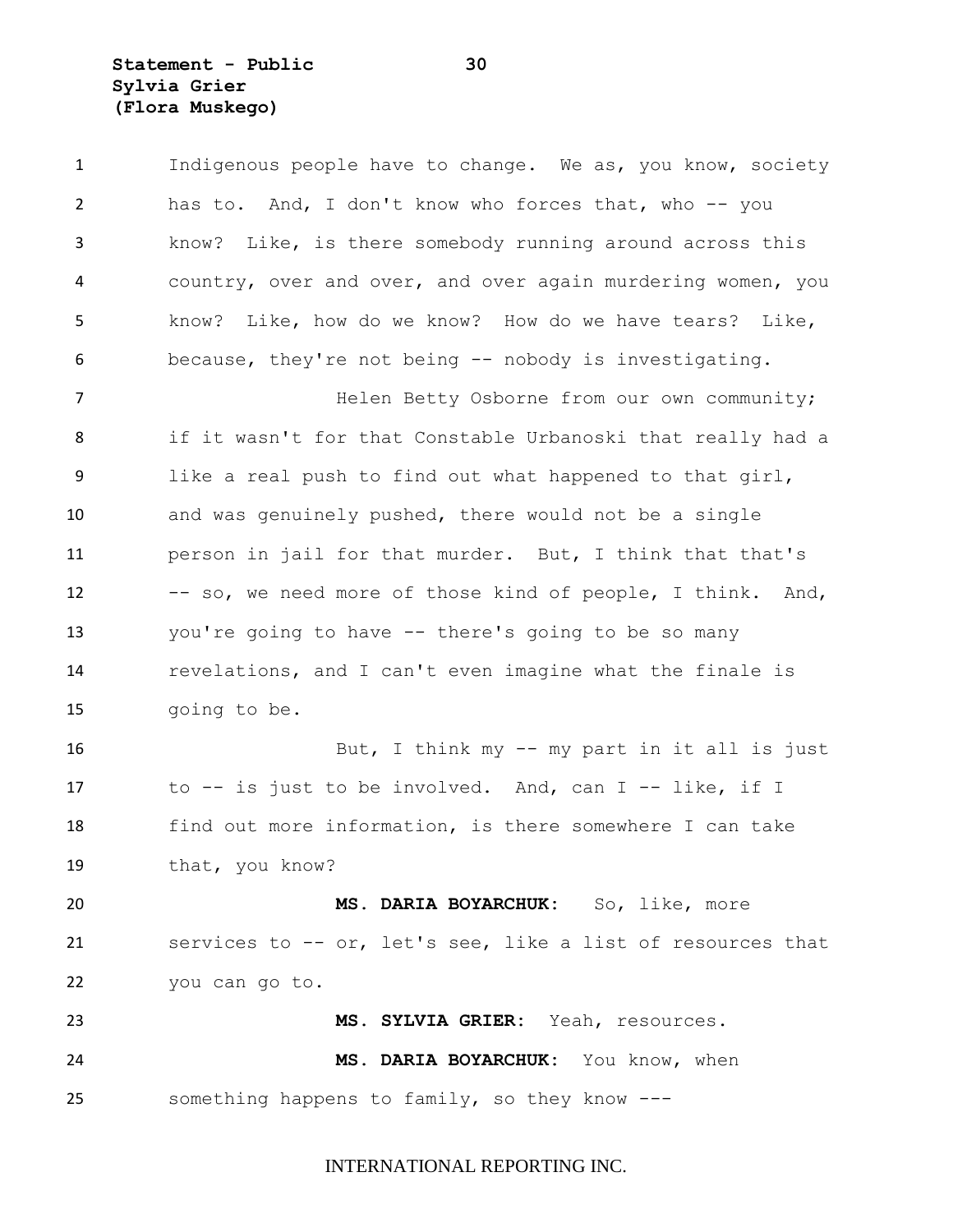Indigenous people have to change. We as, you know, society has to. And, I don't know who forces that, who -- you know? Like, is there somebody running around across this country, over and over, and over again murdering women, you know? Like, how do we know? How do we have tears? Like, because, they're not being -- nobody is investigating.

Helen Betty Osborne from our own community; if it wasn't for that Constable Urbanoski that really had a like a real push to find out what happened to that girl, and was genuinely pushed, there would not be a single person in jail for that murder. But, I think that that's -- so, we need more of those kind of people, I think. And, you're going to have -- there's going to be so many revelations, and I can't even imagine what the finale is going to be.

But, I think my -- my part in it all is just to -- is just to be involved. And, can I -- like, if I find out more information, is there somewhere I can take that, you know?

**MS. DARIA BOYARCHUK:** So, like, more services to -- or, let's see, like a list of resources that you can go to.

**MS. SYLVIA GRIER:** Yeah, resources.

**MS. DARIA BOYARCHUK:** You know, when something happens to family, so they know ---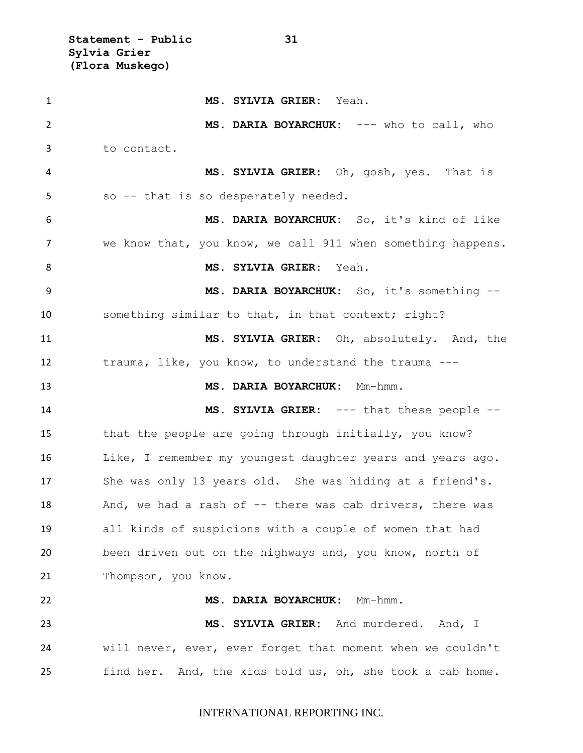**MS. SYLVIA GRIER:** Yeah.

**MS. DARIA BOYARCHUK:** --- who to call, who to contact.

**MS. SYLVIA GRIER:** Oh, gosh, yes. That is so -- that is so desperately needed.

**MS. DARIA BOYARCHUK:** So, it's kind of like we know that, you know, we call 911 when something happens.

**MS. SYLVIA GRIER:** Yeah.

**MS. DARIA BOYARCHUK:** So, it's something -- something similar to that, in that context; right?

**MS. SYLVIA GRIER:** Oh, absolutely. And, the trauma, like, you know, to understand the trauma ---

**MS. DARIA BOYARCHUK:** Mm-hmm.

**MS. SYLVIA GRIER:** --- that these people -- that the people are going through initially, you know? Like, I remember my youngest daughter years and years ago. She was only 13 years old. She was hiding at a friend's. And, we had a rash of -- there was cab drivers, there was all kinds of suspicions with a couple of women that had been driven out on the highways and, you know, north of Thompson, you know.

**MS. DARIA BOYARCHUK:** Mm-hmm.

**MS. SYLVIA GRIER:** And murdered. And, I will never, ever, ever forget that moment when we couldn't find her. And, the kids told us, oh, she took a cab home.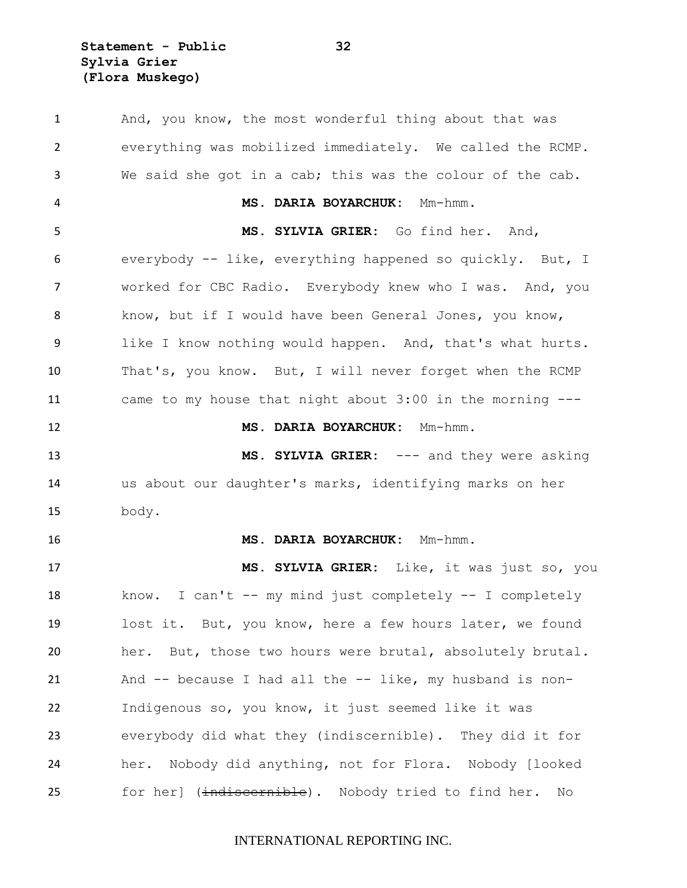And, you know, the most wonderful thing about that was everything was mobilized immediately. We called the RCMP. We said she got in a cab; this was the colour of the cab.

**MS. DARIA BOYARCHUK:** Mm-hmm.

**MS. SYLVIA GRIER:** Go find her. And, everybody -- like, everything happened so quickly. But, I worked for CBC Radio. Everybody knew who I was. And, you know, but if I would have been General Jones, you know, like I know nothing would happen. And, that's what hurts. That's, you know. But, I will never forget when the RCMP came to my house that night about 3:00 in the morning ---

**MS. DARIA BOYARCHUK:** Mm-hmm.

**MS. SYLVIA GRIER:** --- and they were asking us about our daughter's marks, identifying marks on her body.

**MS. DARIA BOYARCHUK:** Mm-hmm.

**MS. SYLVIA GRIER:** Like, it was just so, you know. I can't -- my mind just completely -- I completely lost it. But, you know, here a few hours later, we found her. But, those two hours were brutal, absolutely brutal. And -- because I had all the -- like, my husband is non-Indigenous so, you know, it just seemed like it was everybody did what they (indiscernible). They did it for her. Nobody did anything, not for Flora. Nobody [looked for her] (~~indiscernible~~). Nobody tried to find her. No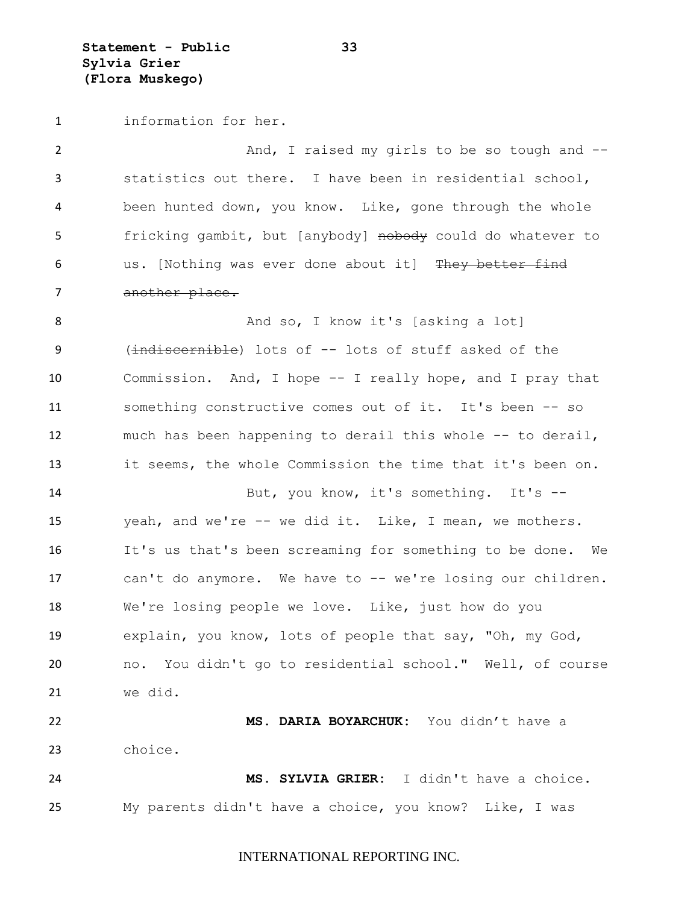information for her.

And, I raised my girls to be so tough and -- statistics out there. I have been in residential school, been hunted down, you know. Like, gone through the whole fricking gambit, but [anybody] ~~nobody~~ could do whatever to us. [Nothing was ever done about it] ~~They better find another place.~~

And so, I know it's [asking a lot] (~~indiscernible~~) lots of -- lots of stuff asked of the Commission. And, I hope -- I really hope, and I pray that something constructive comes out of it. It's been -- so much has been happening to derail this whole -- to derail, it seems, the whole Commission the time that it's been on.

But, you know, it's something. It's -- yeah, and we're -- we did it. Like, I mean, we mothers. It's us that's been screaming for something to be done. We can't do anymore. We have to -- we're losing our children. We're losing people we love. Like, just how do you explain, you know, lots of people that say, "Oh, my God, no. You didn't go to residential school." Well, of course we did.

**MS. DARIA BOYARCHUK:** You didn't have a choice.

**MS. SYLVIA GRIER:** I didn't have a choice. My parents didn't have a choice, you know? Like, I was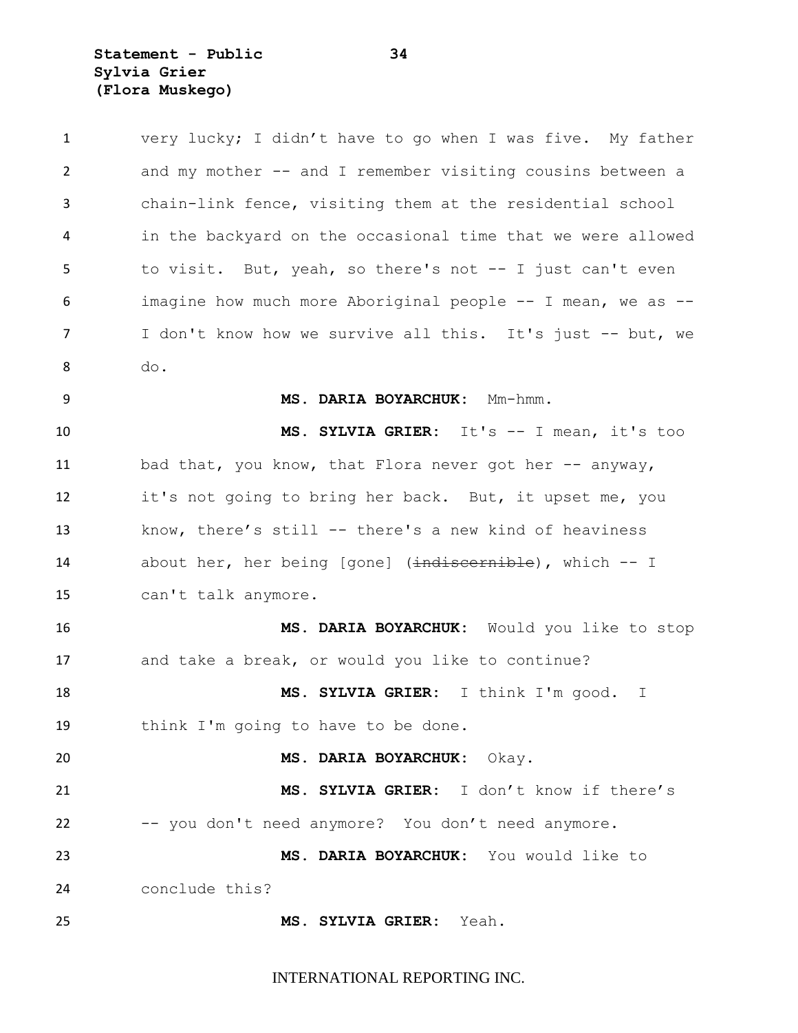very lucky; I didn't have to go when I was five. My father and my mother -- and I remember visiting cousins between a chain-link fence, visiting them at the residential school in the backyard on the occasional time that we were allowed to visit. But, yeah, so there's not -- I just can't even imagine how much more Aboriginal people -- I mean, we as -- I don't know how we survive all this. It's just -- but, we do.

**MS. DARIA BOYARCHUK:** Mm-hmm.

**MS. SYLVIA GRIER:** It's -- I mean, it's too bad that, you know, that Flora never got her -- anyway, it's not going to bring her back. But, it upset me, you know, there's still -- there's a new kind of heaviness about her, her being [gone] (~~indiscernible~~), which -- I can't talk anymore.

**MS. DARIA BOYARCHUK:** Would you like to stop and take a break, or would you like to continue?

**MS. SYLVIA GRIER:** I think I'm good. I think I'm going to have to be done.

**MS. DARIA BOYARCHUK:** Okay.

**MS. SYLVIA GRIER:** I don't know if there's -- you don't need anymore? You don't need anymore.

**MS. DARIA BOYARCHUK:** You would like to conclude this?

**MS. SYLVIA GRIER:** Yeah.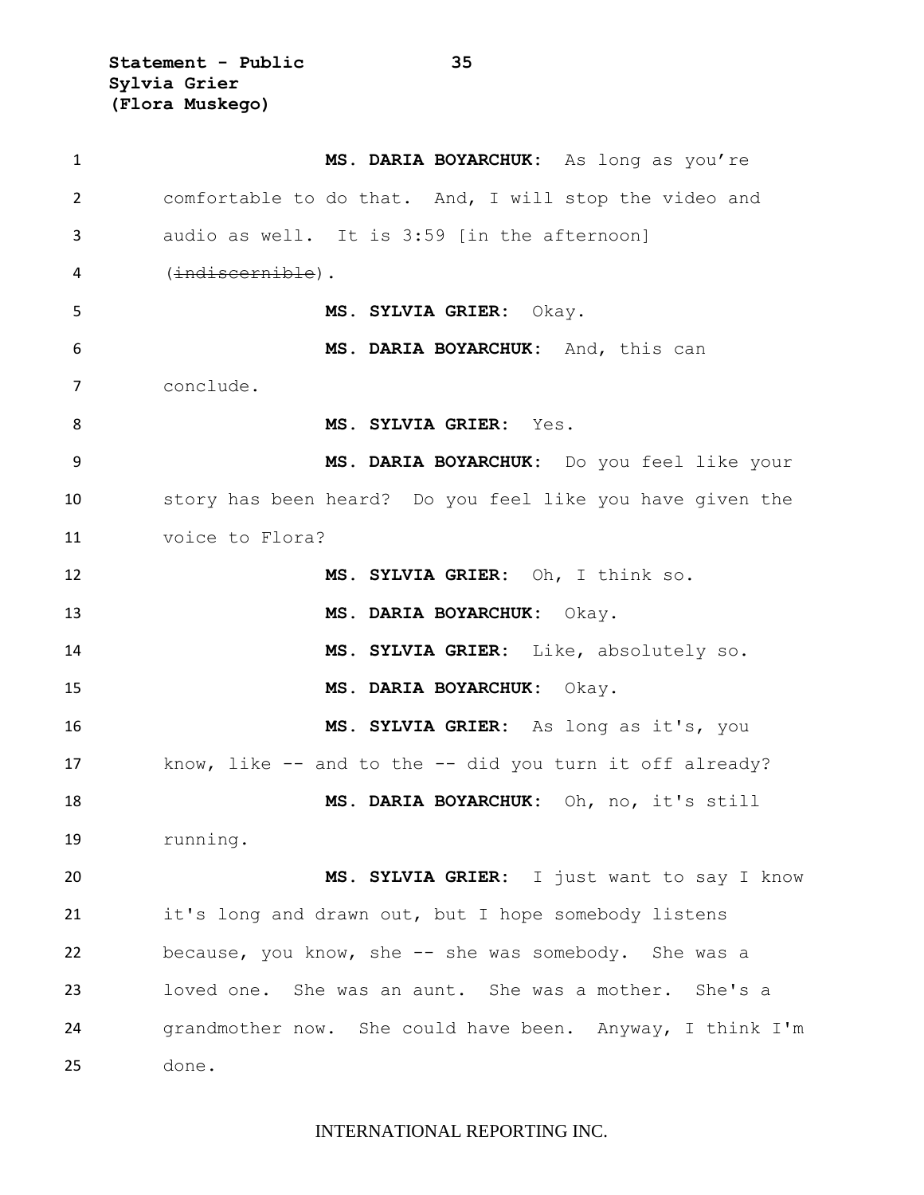**MS. DARIA BOYARCHUK:** As long as you're comfortable to do that. And, I will stop the video and audio as well. It is 3:59 [in the afternoon] (~~indiscernible~~).

**MS. SYLVIA GRIER:** Okay.

**MS. DARIA BOYARCHUK:** And, this can conclude.

**MS. SYLVIA GRIER:** Yes.

**MS. DARIA BOYARCHUK:** Do you feel like your story has been heard? Do you feel like you have given the voice to Flora?

**MS. SYLVIA GRIER:** Oh, I think so.

**MS. DARIA BOYARCHUK:** Okay.

**MS. SYLVIA GRIER:** Like, absolutely so.

**MS. DARIA BOYARCHUK:** Okay.

**MS. SYLVIA GRIER:** As long as it's, you know, like -- and to the -- did you turn it off already?

**MS. DARIA BOYARCHUK:** Oh, no, it's still running.

**MS. SYLVIA GRIER:** I just want to say I know it's long and drawn out, but I hope somebody listens because, you know, she -- she was somebody. She was a loved one. She was an aunt. She was a mother. She's a grandmother now. She could have been. Anyway, I think I'm done.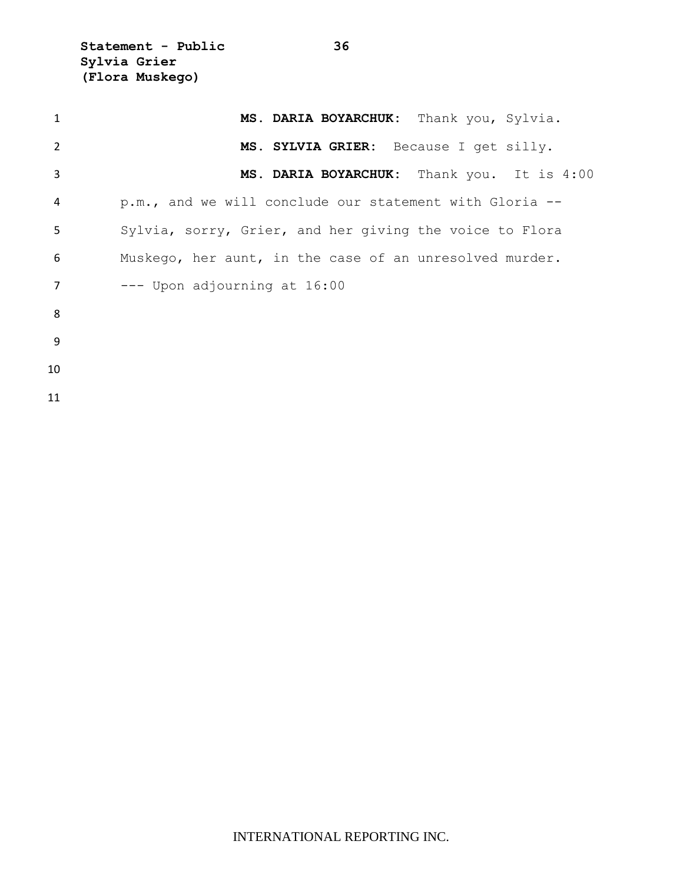**MS. DARIA BOYARCHUK:** Thank you, Sylvia.

**MS. SYLVIA GRIER:** Because I get silly.

**MS. DARIA BOYARCHUK:** Thank you. It is 4:00 p.m., and we will conclude our statement with Gloria -- Sylvia, sorry, Grier, and her giving the voice to Flora Muskego, her aunt, in the case of an unresolved murder.

--- Upon adjourning at 16:00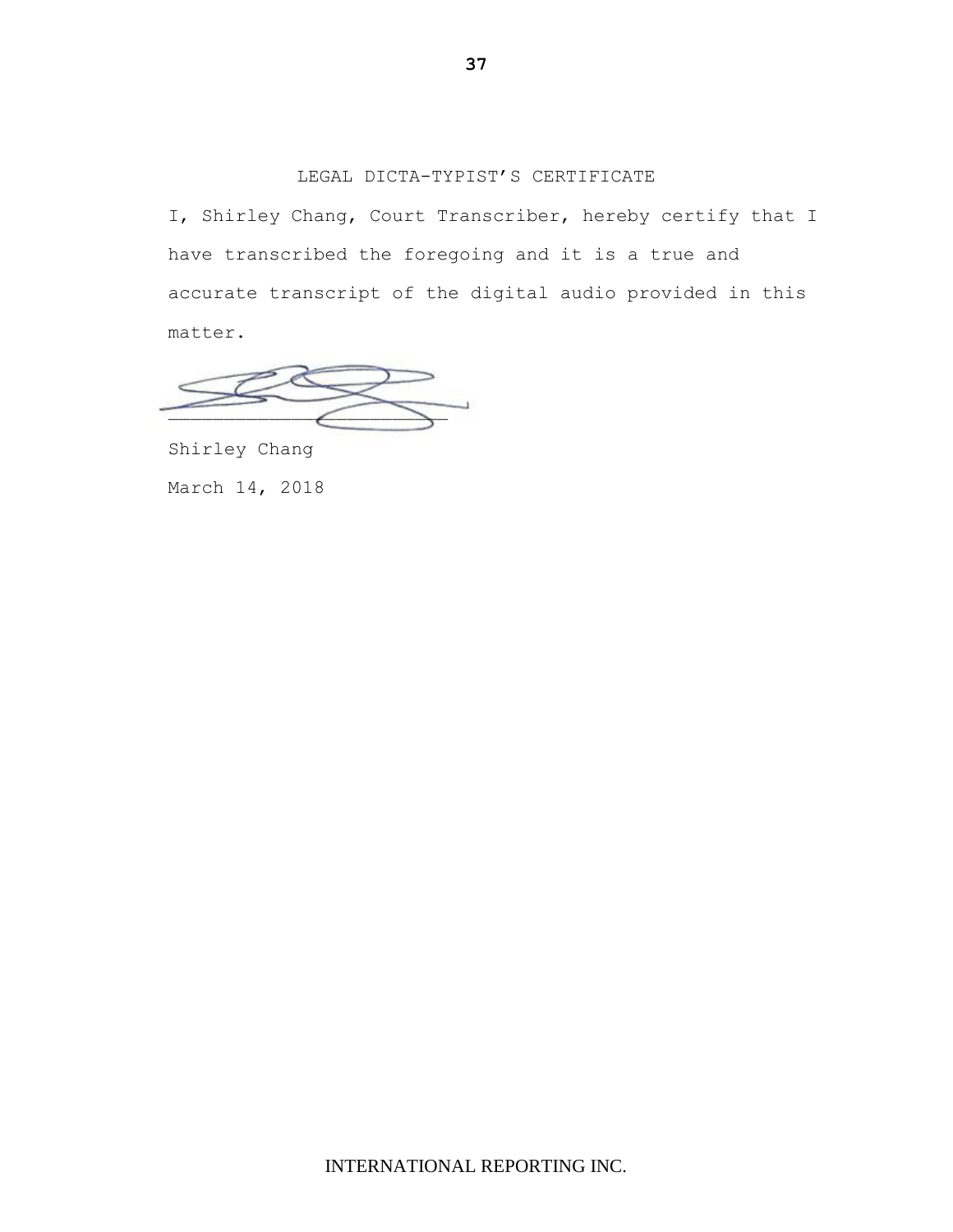LEGAL DICTA-TYPIST'S CERTIFICATE

I, Shirley Chang, Court Transcriber, hereby certify that I have transcribed the foregoing and it is a true and accurate transcript of the digital audio provided in this matter.

\_\_\_\_\_\_\_\_\_\_\_\_\_\_\_\_\_\_\_\_\_\_\_\_\_

Shirley Chang

March 14, 2018